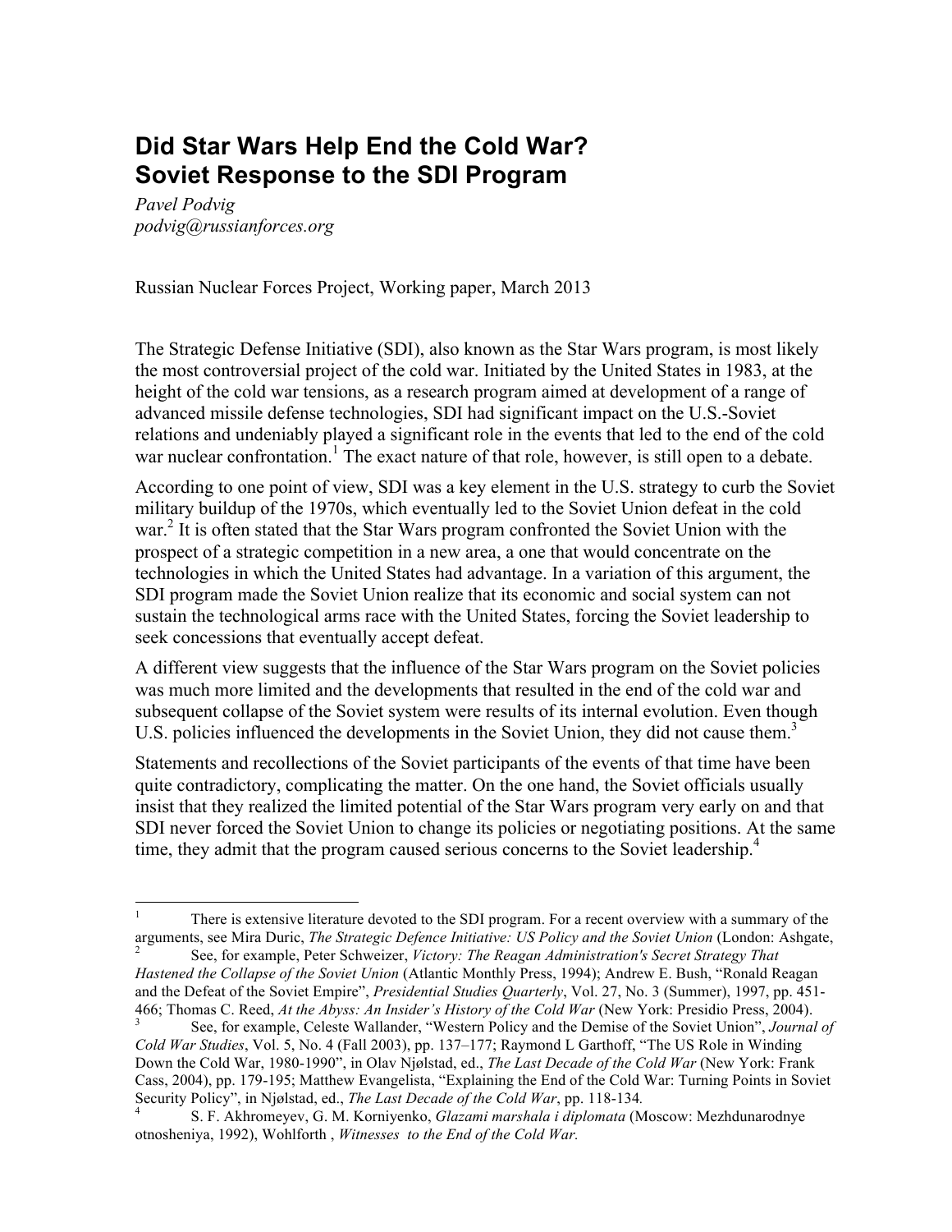# Did Star Wars Help End the Cold War? Soviet Response to the SDI Program

*Pavel Podvig*
*podvig@russianforces.org*

Russian Nuclear Forces Project, Working paper, March 2013

The Strategic Defense Initiative (SDI), also known as the Star Wars program, is most likely the most controversial project of the cold war. Initiated by the United States in 1983, at the height of the cold war tensions, as a research program aimed at development of a range of advanced missile defense technologies, SDI had significant impact on the U.S.-Soviet relations and undeniably played a significant role in the events that led to the end of the cold war nuclear confrontation.[1] The exact nature of that role, however, is still open to a debate.

According to one point of view, SDI was a key element in the U.S. strategy to curb the Soviet military buildup of the 1970s, which eventually led to the Soviet Union defeat in the cold war.[2] It is often stated that the Star Wars program confronted the Soviet Union with the prospect of a strategic competition in a new area, a one that would concentrate on the technologies in which the United States had advantage. In a variation of this argument, the SDI program made the Soviet Union realize that its economic and social system can not sustain the technological arms race with the United States, forcing the Soviet leadership to seek concessions that eventually accept defeat.

A different view suggests that the influence of the Star Wars program on the Soviet policies was much more limited and the developments that resulted in the end of the cold war and subsequent collapse of the Soviet system were results of its internal evolution. Even though U.S. policies influenced the developments in the Soviet Union, they did not cause them.[3]

Statements and recollections of the Soviet participants of the events of that time have been quite contradictory, complicating the matter. On the one hand, the Soviet officials usually insist that they realized the limited potential of the Star Wars program very early on and that SDI never forced the Soviet Union to change its policies or negotiating positions. At the same time, they admit that the program caused serious concerns to the Soviet leadership.[4]

---

[1] There is extensive literature devoted to the SDI program. For a recent overview with a summary of the arguments, see Mira Duric, *The Strategic Defence Initiative: US Policy and the Soviet Union* (London: Ashgate,

[2] See, for example, Peter Schweizer, *Victory: The Reagan Administration's Secret Strategy That Hastened the Collapse of the Soviet Union* (Atlantic Monthly Press, 1994); Andrew E. Bush, "Ronald Reagan and the Defeat of the Soviet Empire", *Presidential Studies Quarterly*, Vol. 27, No. 3 (Summer), 1997, pp. 451-466; Thomas C. Reed, *At the Abyss: An Insider's History of the Cold War* (New York: Presidio Press, 2004).

[3] See, for example, Celeste Wallander, "Western Policy and the Demise of the Soviet Union", *Journal of Cold War Studies*, Vol. 5, No. 4 (Fall 2003), pp. 137–177; Raymond L Garthoff, "The US Role in Winding Down the Cold War, 1980-1990", in Olav Njølstad, ed., *The Last Decade of the Cold War* (New York: Frank Cass, 2004), pp. 179-195; Matthew Evangelista, "Explaining the End of the Cold War: Turning Points in Soviet Security Policy", in Njølstad, ed., *The Last Decade of the Cold War*, pp. 118-134.

[4] S. F. Akhromeyev, G. M. Korniyenko, *Glazami marshala i diplomata* (Moscow: Mezhdunarodnye otnosheniya, 1992), Wohlforth , *Witnesses to the End of the Cold War.*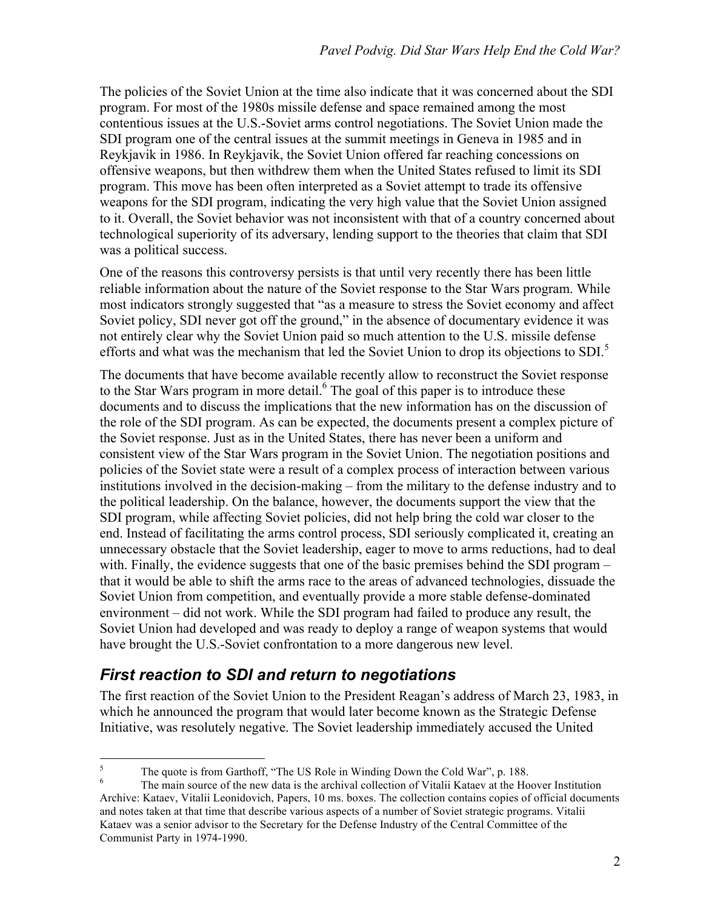The policies of the Soviet Union at the time also indicate that it was concerned about the SDI program. For most of the 1980s missile defense and space remained among the most contentious issues at the U.S.-Soviet arms control negotiations. The Soviet Union made the SDI program one of the central issues at the summit meetings in Geneva in 1985 and in Reykjavik in 1986. In Reykjavik, the Soviet Union offered far reaching concessions on offensive weapons, but then withdrew them when the United States refused to limit its SDI program. This move has been often interpreted as a Soviet attempt to trade its offensive weapons for the SDI program, indicating the very high value that the Soviet Union assigned to it. Overall, the Soviet behavior was not inconsistent with that of a country concerned about technological superiority of its adversary, lending support to the theories that claim that SDI was a political success.

One of the reasons this controversy persists is that until very recently there has been little reliable information about the nature of the Soviet response to the Star Wars program. While most indicators strongly suggested that "as a measure to stress the Soviet economy and affect Soviet policy, SDI never got off the ground," in the absence of documentary evidence it was not entirely clear why the Soviet Union paid so much attention to the U.S. missile defense efforts and what was the mechanism that led the Soviet Union to drop its objections to SDI.[5]

The documents that have become available recently allow to reconstruct the Soviet response to the Star Wars program in more detail.[6] The goal of this paper is to introduce these documents and to discuss the implications that the new information has on the discussion of the role of the SDI program. As can be expected, the documents present a complex picture of the Soviet response. Just as in the United States, there has never been a uniform and consistent view of the Star Wars program in the Soviet Union. The negotiation positions and policies of the Soviet state were a result of a complex process of interaction between various institutions involved in the decision-making – from the military to the defense industry and to the political leadership. On the balance, however, the documents support the view that the SDI program, while affecting Soviet policies, did not help bring the cold war closer to the end. Instead of facilitating the arms control process, SDI seriously complicated it, creating an unnecessary obstacle that the Soviet leadership, eager to move to arms reductions, had to deal with. Finally, the evidence suggests that one of the basic premises behind the SDI program – that it would be able to shift the arms race to the areas of advanced technologies, dissuade the Soviet Union from competition, and eventually provide a more stable defense-dominated environment – did not work. While the SDI program had failed to produce any result, the Soviet Union had developed and was ready to deploy a range of weapon systems that would have brought the U.S.-Soviet confrontation to a more dangerous new level.

## *First reaction to SDI and return to negotiations*

The first reaction of the Soviet Union to the President Reagan's address of March 23, 1983, in which he announced the program that would later become known as the Strategic Defense Initiative, was resolutely negative. The Soviet leadership immediately accused the United

---

[5] The quote is from Garthoff, "The US Role in Winding Down the Cold War", p. 188.

[6] The main source of the new data is the archival collection of Vitalii Kataev at the Hoover Institution Archive: Kataev, Vitalii Leonidovich, Papers, 10 ms. boxes. The collection contains copies of official documents and notes taken at that time that describe various aspects of a number of Soviet strategic programs. Vitalii Kataev was a senior advisor to the Secretary for the Defense Industry of the Central Committee of the Communist Party in 1974-1990.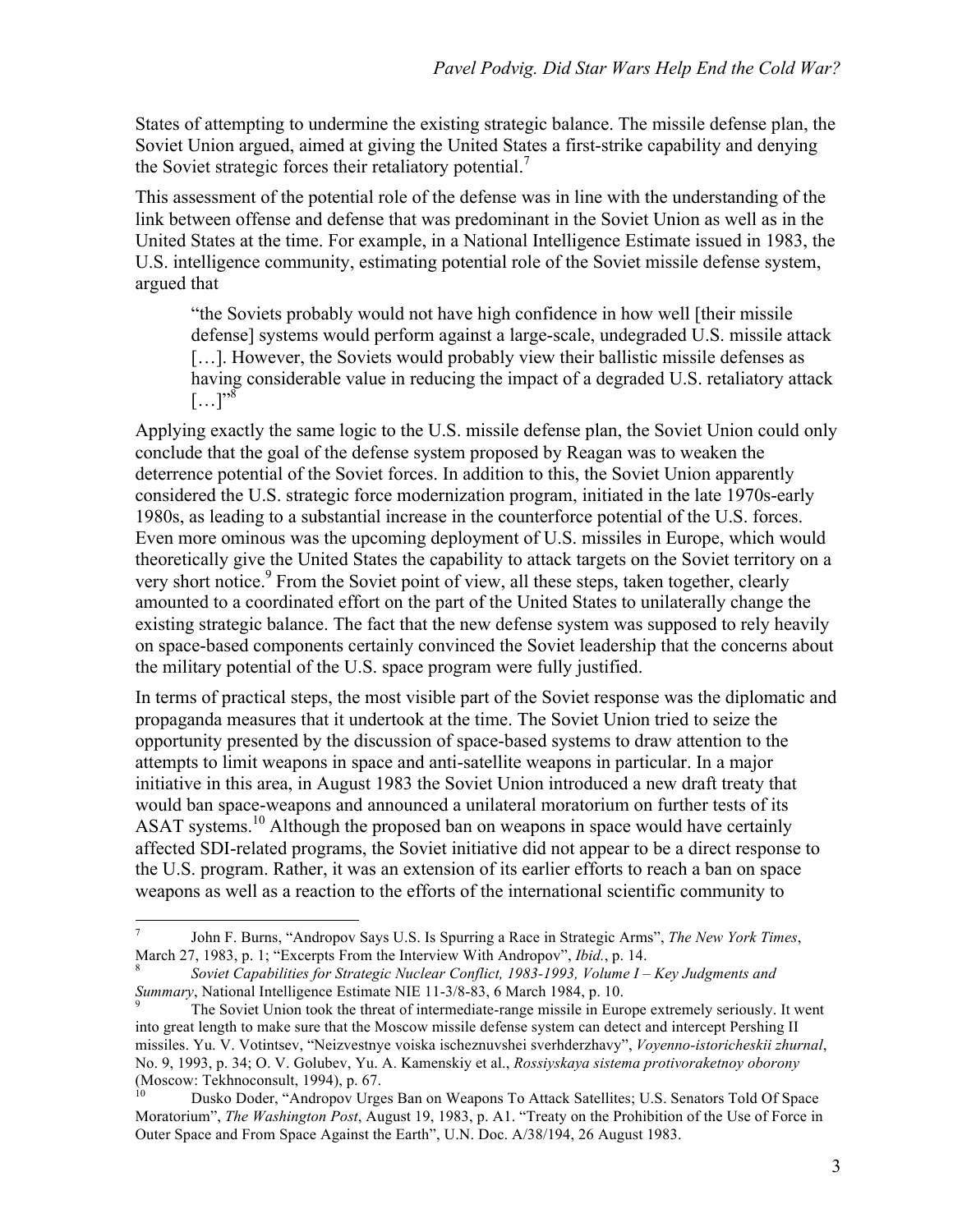States of attempting to undermine the existing strategic balance. The missile defense plan, the Soviet Union argued, aimed at giving the United States a first-strike capability and denying the Soviet strategic forces their retaliatory potential.[7]

This assessment of the potential role of the defense was in line with the understanding of the link between offense and defense that was predominant in the Soviet Union as well as in the United States at the time. For example, in a National Intelligence Estimate issued in 1983, the U.S. intelligence community, estimating potential role of the Soviet missile defense system, argued that

> "the Soviets probably would not have high confidence in how well [their missile defense] systems would perform against a large-scale, undegraded U.S. missile attack […]. However, the Soviets would probably view their ballistic missile defenses as having considerable value in reducing the impact of a degraded U.S. retaliatory attack […]"[8]

Applying exactly the same logic to the U.S. missile defense plan, the Soviet Union could only conclude that the goal of the defense system proposed by Reagan was to weaken the deterrence potential of the Soviet forces. In addition to this, the Soviet Union apparently considered the U.S. strategic force modernization program, initiated in the late 1970s-early 1980s, as leading to a substantial increase in the counterforce potential of the U.S. forces. Even more ominous was the upcoming deployment of U.S. missiles in Europe, which would theoretically give the United States the capability to attack targets on the Soviet territory on a very short notice.[9] From the Soviet point of view, all these steps, taken together, clearly amounted to a coordinated effort on the part of the United States to unilaterally change the existing strategic balance. The fact that the new defense system was supposed to rely heavily on space-based components certainly convinced the Soviet leadership that the concerns about the military potential of the U.S. space program were fully justified.

In terms of practical steps, the most visible part of the Soviet response was the diplomatic and propaganda measures that it undertook at the time. The Soviet Union tried to seize the opportunity presented by the discussion of space-based systems to draw attention to the attempts to limit weapons in space and anti-satellite weapons in particular. In a major initiative in this area, in August 1983 the Soviet Union introduced a new draft treaty that would ban space-weapons and announced a unilateral moratorium on further tests of its ASAT systems.[10] Although the proposed ban on weapons in space would have certainly affected SDI-related programs, the Soviet initiative did not appear to be a direct response to the U.S. program. Rather, it was an extension of its earlier efforts to reach a ban on space weapons as well as a reaction to the efforts of the international scientific community to

---

[7] John F. Burns, "Andropov Says U.S. Is Spurring a Race in Strategic Arms", *The New York Times*, March 27, 1983, p. 1; "Excerpts From the Interview With Andropov", *Ibid.*, p. 14.

[8] *Soviet Capabilities for Strategic Nuclear Conflict, 1983-1993, Volume I – Key Judgments and Summary*, National Intelligence Estimate NIE 11-3/8-83, 6 March 1984, p. 10.

[9] The Soviet Union took the threat of intermediate-range missile in Europe extremely seriously. It went into great length to make sure that the Moscow missile defense system can detect and intercept Pershing II missiles. Yu. V. Votintsev, "Neizvestnye voiska ischeznuvshei sverhderzhavy", *Voyenno-istoricheskii zhurnal*, No. 9, 1993, p. 34; O. V. Golubev, Yu. A. Kamenskiy et al., *Rossiyskaya sistema protivoraketnoy oborony* (Moscow: Tekhnoconsult, 1994), p. 67.

[10] Dusko Doder, "Andropov Urges Ban on Weapons To Attack Satellites; U.S. Senators Told Of Space Moratorium", *The Washington Post*, August 19, 1983, p. A1. "Treaty on the Prohibition of the Use of Force in Outer Space and From Space Against the Earth", U.N. Doc. A/38/194, 26 August 1983.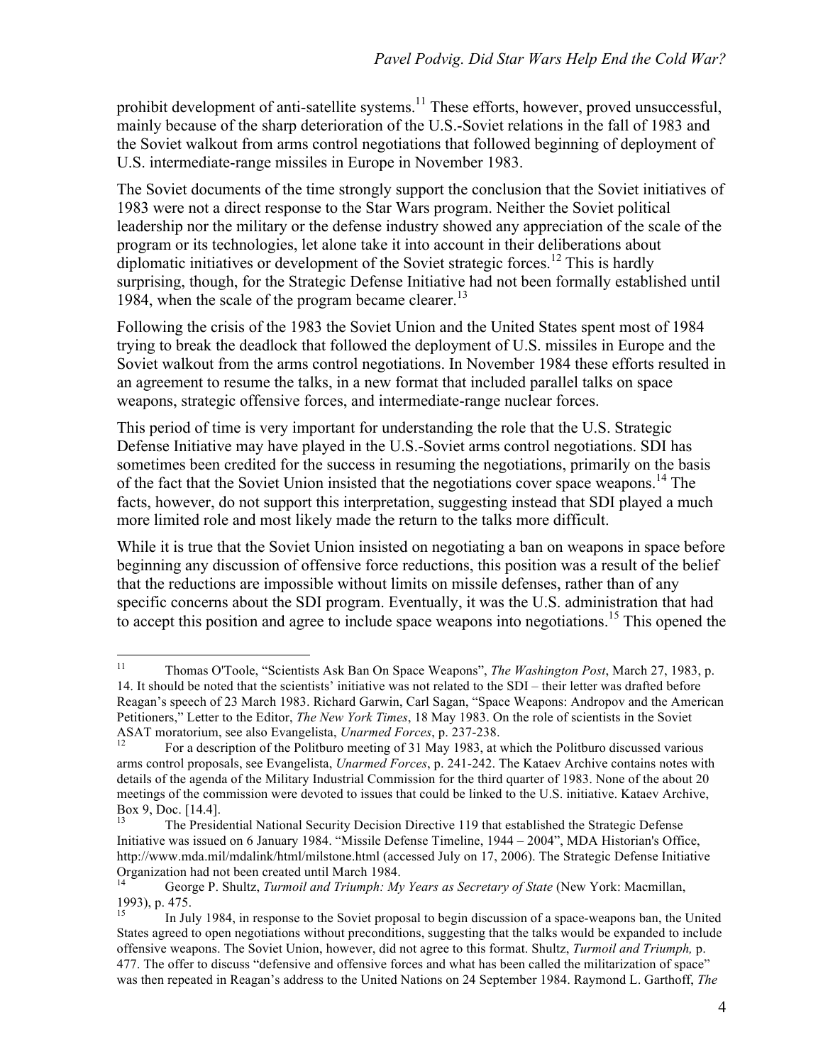prohibit development of anti-satellite systems.[11] These efforts, however, proved unsuccessful, mainly because of the sharp deterioration of the U.S.-Soviet relations in the fall of 1983 and the Soviet walkout from arms control negotiations that followed beginning of deployment of U.S. intermediate-range missiles in Europe in November 1983.

The Soviet documents of the time strongly support the conclusion that the Soviet initiatives of 1983 were not a direct response to the Star Wars program. Neither the Soviet political leadership nor the military or the defense industry showed any appreciation of the scale of the program or its technologies, let alone take it into account in their deliberations about diplomatic initiatives or development of the Soviet strategic forces.[12] This is hardly surprising, though, for the Strategic Defense Initiative had not been formally established until 1984, when the scale of the program became clearer.[13]

Following the crisis of the 1983 the Soviet Union and the United States spent most of 1984 trying to break the deadlock that followed the deployment of U.S. missiles in Europe and the Soviet walkout from the arms control negotiations. In November 1984 these efforts resulted in an agreement to resume the talks, in a new format that included parallel talks on space weapons, strategic offensive forces, and intermediate-range nuclear forces.

This period of time is very important for understanding the role that the U.S. Strategic Defense Initiative may have played in the U.S.-Soviet arms control negotiations. SDI has sometimes been credited for the success in resuming the negotiations, primarily on the basis of the fact that the Soviet Union insisted that the negotiations cover space weapons.[14] The facts, however, do not support this interpretation, suggesting instead that SDI played a much more limited role and most likely made the return to the talks more difficult.

While it is true that the Soviet Union insisted on negotiating a ban on weapons in space before beginning any discussion of offensive force reductions, this position was a result of the belief that the reductions are impossible without limits on missile defenses, rather than of any specific concerns about the SDI program. Eventually, it was the U.S. administration that had to accept this position and agree to include space weapons into negotiations.[15] This opened the

---

[11] Thomas O'Toole, "Scientists Ask Ban On Space Weapons", *The Washington Post*, March 27, 1983, p. 14. It should be noted that the scientists' initiative was not related to the SDI – their letter was drafted before Reagan's speech of 23 March 1983. Richard Garwin, Carl Sagan, "Space Weapons: Andropov and the American Petitioners," Letter to the Editor, *The New York Times*, 18 May 1983. On the role of scientists in the Soviet ASAT moratorium, see also Evangelista, *Unarmed Forces*, p. 237-238.

[12] For a description of the Politburo meeting of 31 May 1983, at which the Politburo discussed various arms control proposals, see Evangelista, *Unarmed Forces*, p. 241-242. The Kataev Archive contains notes with details of the agenda of the Military Industrial Commission for the third quarter of 1983. None of the about 20 meetings of the commission were devoted to issues that could be linked to the U.S. initiative. Kataev Archive, Box 9, Doc. [14.4].

[13] The Presidential National Security Decision Directive 119 that established the Strategic Defense Initiative was issued on 6 January 1984. "Missile Defense Timeline, 1944 – 2004", MDA Historian's Office, http://www.mda.mil/mdalink/html/milstone.html (accessed July on 17, 2006). The Strategic Defense Initiative Organization had not been created until March 1984.

[14] George P. Shultz, *Turmoil and Triumph: My Years as Secretary of State* (New York: Macmillan, 1993), p. 475.

[15] In July 1984, in response to the Soviet proposal to begin discussion of a space-weapons ban, the United States agreed to open negotiations without preconditions, suggesting that the talks would be expanded to include offensive weapons. The Soviet Union, however, did not agree to this format. Shultz, *Turmoil and Triumph,* p. 477. The offer to discuss "defensive and offensive forces and what has been called the militarization of space" was then repeated in Reagan's address to the United Nations on 24 September 1984. Raymond L. Garthoff, *The*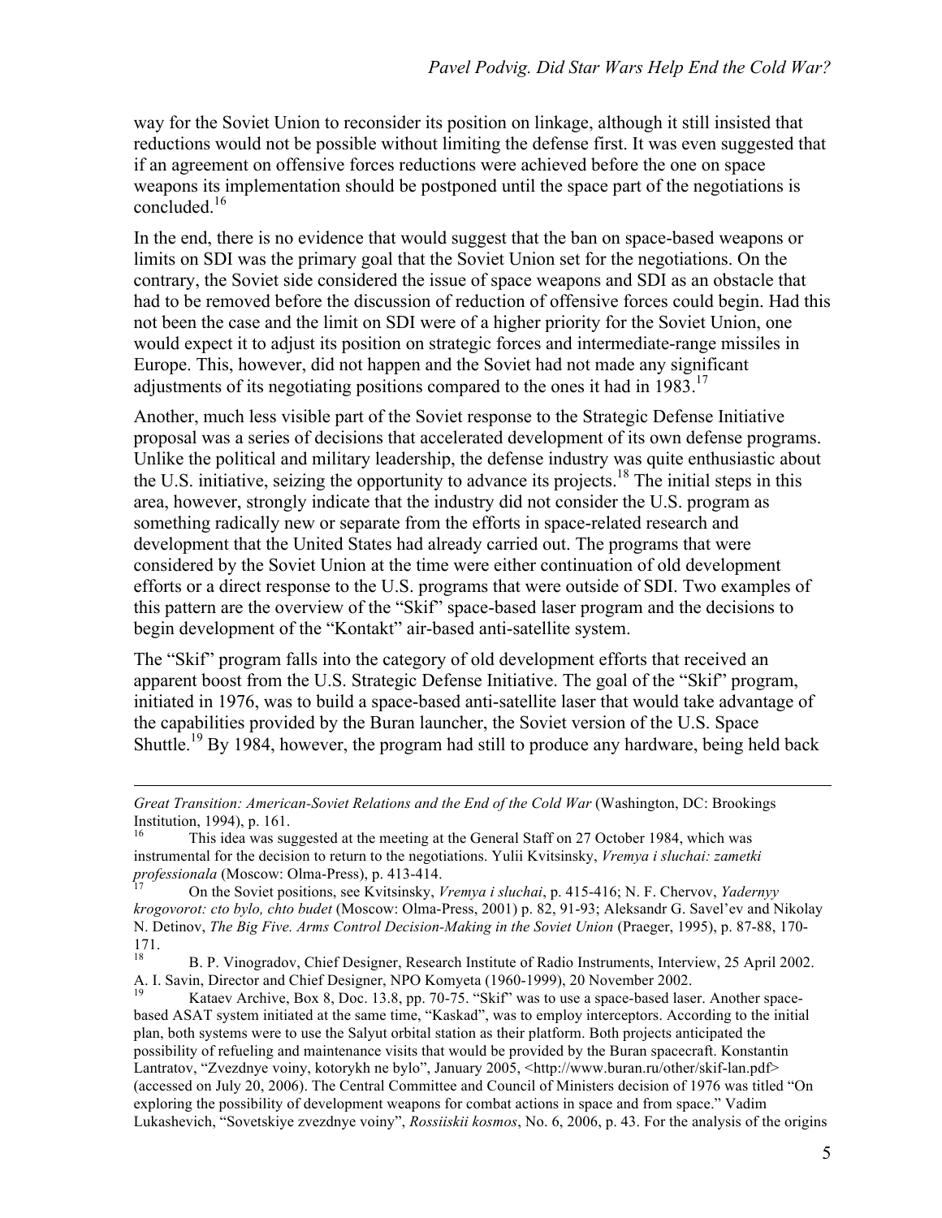way for the Soviet Union to reconsider its position on linkage, although it still insisted that reductions would not be possible without limiting the defense first. It was even suggested that if an agreement on offensive forces reductions were achieved before the one on space weapons its implementation should be postponed until the space part of the negotiations is concluded.[16]

In the end, there is no evidence that would suggest that the ban on space-based weapons or limits on SDI was the primary goal that the Soviet Union set for the negotiations. On the contrary, the Soviet side considered the issue of space weapons and SDI as an obstacle that had to be removed before the discussion of reduction of offensive forces could begin. Had this not been the case and the limit on SDI were of a higher priority for the Soviet Union, one would expect it to adjust its position on strategic forces and intermediate-range missiles in Europe. This, however, did not happen and the Soviet had not made any significant adjustments of its negotiating positions compared to the ones it had in 1983.[17]

Another, much less visible part of the Soviet response to the Strategic Defense Initiative proposal was a series of decisions that accelerated development of its own defense programs. Unlike the political and military leadership, the defense industry was quite enthusiastic about the U.S. initiative, seizing the opportunity to advance its projects.[18] The initial steps in this area, however, strongly indicate that the industry did not consider the U.S. program as something radically new or separate from the efforts in space-related research and development that the United States had already carried out. The programs that were considered by the Soviet Union at the time were either continuation of old development efforts or a direct response to the U.S. programs that were outside of SDI. Two examples of this pattern are the overview of the "Skif" space-based laser program and the decisions to begin development of the "Kontakt" air-based anti-satellite system.

The "Skif" program falls into the category of old development efforts that received an apparent boost from the U.S. Strategic Defense Initiative. The goal of the "Skif" program, initiated in 1976, was to build a space-based anti-satellite laser that would take advantage of the capabilities provided by the Buran launcher, the Soviet version of the U.S. Space Shuttle.[19] By 1984, however, the program had still to produce any hardware, being held back

---

*Great Transition: American-Soviet Relations and the End of the Cold War* (Washington, DC: Brookings Institution, 1994), p. 161.

[16] This idea was suggested at the meeting at the General Staff on 27 October 1984, which was instrumental for the decision to return to the negotiations. Yulii Kvitsinsky, *Vremya i sluchai: zametki professionala* (Moscow: Olma-Press), p. 413-414.

[17] On the Soviet positions, see Kvitsinsky, *Vremya i sluchai*, p. 415-416; N. F. Chervov, *Yadernyy krogovorot: cto bylo, chto budet* (Moscow: Olma-Press, 2001) p. 82, 91-93; Aleksandr G. Savel'ev and Nikolay N. Detinov, *The Big Five. Arms Control Decision-Making in the Soviet Union* (Praeger, 1995), p. 87-88, 170-171.

[18] B. P. Vinogradov, Chief Designer, Research Institute of Radio Instruments, Interview, 25 April 2002. A. I. Savin, Director and Chief Designer, NPO Komyeta (1960-1999), 20 November 2002.

[19] Kataev Archive, Box 8, Doc. 13.8, pp. 70-75. "Skif" was to use a space-based laser. Another space-based ASAT system initiated at the same time, "Kaskad", was to employ interceptors. According to the initial plan, both systems were to use the Salyut orbital station as their platform. Both projects anticipated the possibility of refueling and maintenance visits that would be provided by the Buran spacecraft. Konstantin Lantratov, "Zvezdnye voiny, kotorykh ne bylo", January 2005, <http://www.buran.ru/other/skif-lan.pdf> (accessed on July 20, 2006). The Central Committee and Council of Ministers decision of 1976 was titled "On exploring the possibility of development weapons for combat actions in space and from space." Vadim Lukashevich, "Sovetskiye zvezdnye voiny", *Rossiiskii kosmos*, No. 6, 2006, p. 43. For the analysis of the origins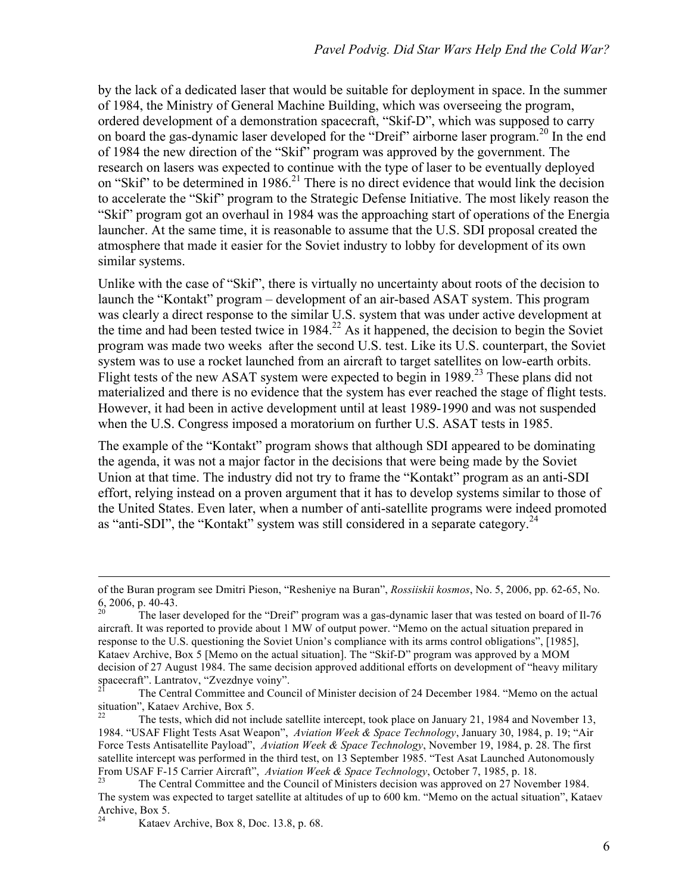by the lack of a dedicated laser that would be suitable for deployment in space. In the summer of 1984, the Ministry of General Machine Building, which was overseeing the program, ordered development of a demonstration spacecraft, "Skif-D", which was supposed to carry on board the gas-dynamic laser developed for the "Dreif" airborne laser program.[20] In the end of 1984 the new direction of the "Skif" program was approved by the government. The research on lasers was expected to continue with the type of laser to be eventually deployed on "Skif" to be determined in 1986.[21] There is no direct evidence that would link the decision to accelerate the "Skif" program to the Strategic Defense Initiative. The most likely reason the "Skif" program got an overhaul in 1984 was the approaching start of operations of the Energia launcher. At the same time, it is reasonable to assume that the U.S. SDI proposal created the atmosphere that made it easier for the Soviet industry to lobby for development of its own similar systems.

Unlike with the case of "Skif", there is virtually no uncertainty about roots of the decision to launch the "Kontakt" program – development of an air-based ASAT system. This program was clearly a direct response to the similar U.S. system that was under active development at the time and had been tested twice in 1984.[22] As it happened, the decision to begin the Soviet program was made two weeks after the second U.S. test. Like its U.S. counterpart, the Soviet system was to use a rocket launched from an aircraft to target satellites on low-earth orbits. Flight tests of the new ASAT system were expected to begin in 1989.[23] These plans did not materialized and there is no evidence that the system has ever reached the stage of flight tests. However, it had been in active development until at least 1989-1990 and was not suspended when the U.S. Congress imposed a moratorium on further U.S. ASAT tests in 1985.

The example of the "Kontakt" program shows that although SDI appeared to be dominating the agenda, it was not a major factor in the decisions that were being made by the Soviet Union at that time. The industry did not try to frame the "Kontakt" program as an anti-SDI effort, relying instead on a proven argument that it has to develop systems similar to those of the United States. Even later, when a number of anti-satellite programs were indeed promoted as "anti-SDI", the "Kontakt" system was still considered in a separate category.[24]

---

of the Buran program see Dmitri Pieson, "Resheniye na Buran", *Rossiiskii kosmos*, No. 5, 2006, pp. 62-65, No. 6, 2006, p. 40-43.

[20] The laser developed for the "Dreif" program was a gas-dynamic laser that was tested on board of Il-76 aircraft. It was reported to provide about 1 MW of output power. "Memo on the actual situation prepared in response to the U.S. questioning the Soviet Union's compliance with its arms control obligations", [1985], Kataev Archive, Box 5 [Memo on the actual situation]. The "Skif-D" program was approved by a MOM decision of 27 August 1984. The same decision approved additional efforts on development of "heavy military spacecraft". Lantratov, "Zvezdnye voiny".

[21] The Central Committee and Council of Minister decision of 24 December 1984. "Memo on the actual situation", Kataev Archive, Box 5.

[22] The tests, which did not include satellite intercept, took place on January 21, 1984 and November 13, 1984. "USAF Flight Tests Asat Weapon", *Aviation Week & Space Technology*, January 30, 1984, p. 19; "Air Force Tests Antisatellite Payload", *Aviation Week & Space Technology*, November 19, 1984, p. 28. The first satellite intercept was performed in the third test, on 13 September 1985. "Test Asat Launched Autonomously From USAF F-15 Carrier Aircraft", *Aviation Week & Space Technology*, October 7, 1985, p. 18.

[23] The Central Committee and the Council of Ministers decision was approved on 27 November 1984. The system was expected to target satellite at altitudes of up to 600 km. "Memo on the actual situation", Kataev Archive, Box 5.

[24] Kataev Archive, Box 8, Doc. 13.8, p. 68.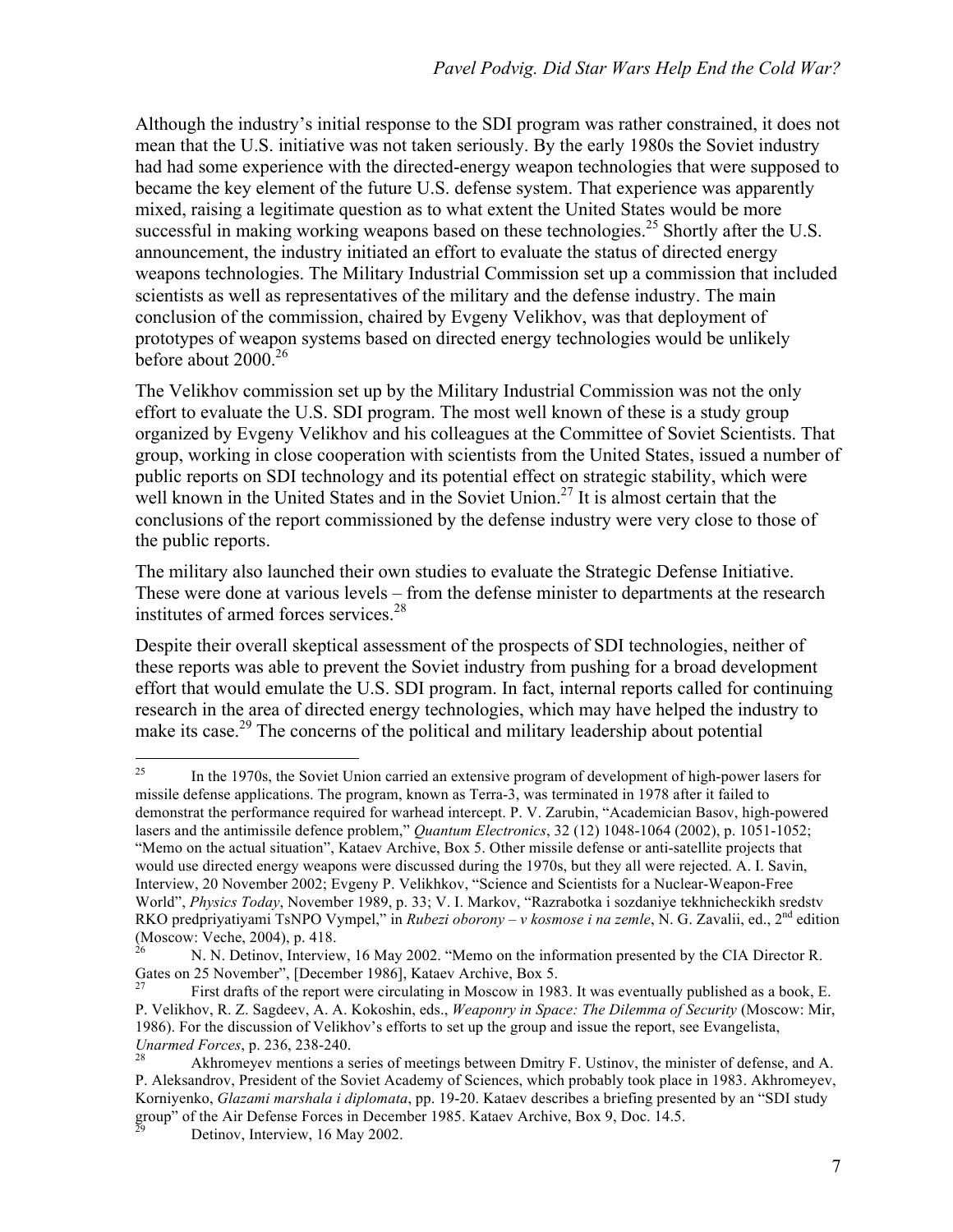Although the industry's initial response to the SDI program was rather constrained, it does not mean that the U.S. initiative was not taken seriously. By the early 1980s the Soviet industry had had some experience with the directed-energy weapon technologies that were supposed to became the key element of the future U.S. defense system. That experience was apparently mixed, raising a legitimate question as to what extent the United States would be more successful in making working weapons based on these technologies.[25] Shortly after the U.S. announcement, the industry initiated an effort to evaluate the status of directed energy weapons technologies. The Military Industrial Commission set up a commission that included scientists as well as representatives of the military and the defense industry. The main conclusion of the commission, chaired by Evgeny Velikhov, was that deployment of prototypes of weapon systems based on directed energy technologies would be unlikely before about 2000.[26]

The Velikhov commission set up by the Military Industrial Commission was not the only effort to evaluate the U.S. SDI program. The most well known of these is a study group organized by Evgeny Velikhov and his colleagues at the Committee of Soviet Scientists. That group, working in close cooperation with scientists from the United States, issued a number of public reports on SDI technology and its potential effect on strategic stability, which were well known in the United States and in the Soviet Union.[27] It is almost certain that the conclusions of the report commissioned by the defense industry were very close to those of the public reports.

The military also launched their own studies to evaluate the Strategic Defense Initiative. These were done at various levels – from the defense minister to departments at the research institutes of armed forces services.[28]

Despite their overall skeptical assessment of the prospects of SDI technologies, neither of these reports was able to prevent the Soviet industry from pushing for a broad development effort that would emulate the U.S. SDI program. In fact, internal reports called for continuing research in the area of directed energy technologies, which may have helped the industry to make its case.[29] The concerns of the political and military leadership about potential

---

[25] In the 1970s, the Soviet Union carried an extensive program of development of high-power lasers for missile defense applications. The program, known as Terra-3, was terminated in 1978 after it failed to demonstrat the performance required for warhead intercept. P. V. Zarubin, "Academician Basov, high-powered lasers and the antimissile defence problem," *Quantum Electronics*, 32 (12) 1048-1064 (2002), p. 1051-1052; "Memo on the actual situation", Kataev Archive, Box 5. Other missile defense or anti-satellite projects that would use directed energy weapons were discussed during the 1970s, but they all were rejected. A. I. Savin, Interview, 20 November 2002; Evgeny P. Velikhkov, "Science and Scientists for a Nuclear-Weapon-Free World", *Physics Today*, November 1989, p. 33; V. I. Markov, "Razrabotka i sozdaniye tekhnicheckikh sredstv RKO predpriyatiyami TsNPO Vympel," in *Rubezi oborony – v kosmose i na zemle*, N. G. Zavalii, ed., 2nd edition (Moscow: Veche, 2004), p. 418.

[26] N. N. Detinov, Interview, 16 May 2002. "Memo on the information presented by the CIA Director R. Gates on 25 November", [December 1986], Kataev Archive, Box 5.

[27] First drafts of the report were circulating in Moscow in 1983. It was eventually published as a book, E. P. Velikhov, R. Z. Sagdeev, A. A. Kokoshin, eds., *Weaponry in Space: The Dilemma of Security* (Moscow: Mir, 1986). For the discussion of Velikhov's efforts to set up the group and issue the report, see Evangelista, *Unarmed Forces*, p. 236, 238-240.

[28] Akhromeyev mentions a series of meetings between Dmitry F. Ustinov, the minister of defense, and A. P. Aleksandrov, President of the Soviet Academy of Sciences, which probably took place in 1983. Akhromeyev, Korniyenko, *Glazami marshala i diplomata*, pp. 19-20. Kataev describes a briefing presented by an "SDI study group" of the Air Defense Forces in December 1985. Kataev Archive, Box 9, Doc. 14.5.

[29] Detinov, Interview, 16 May 2002.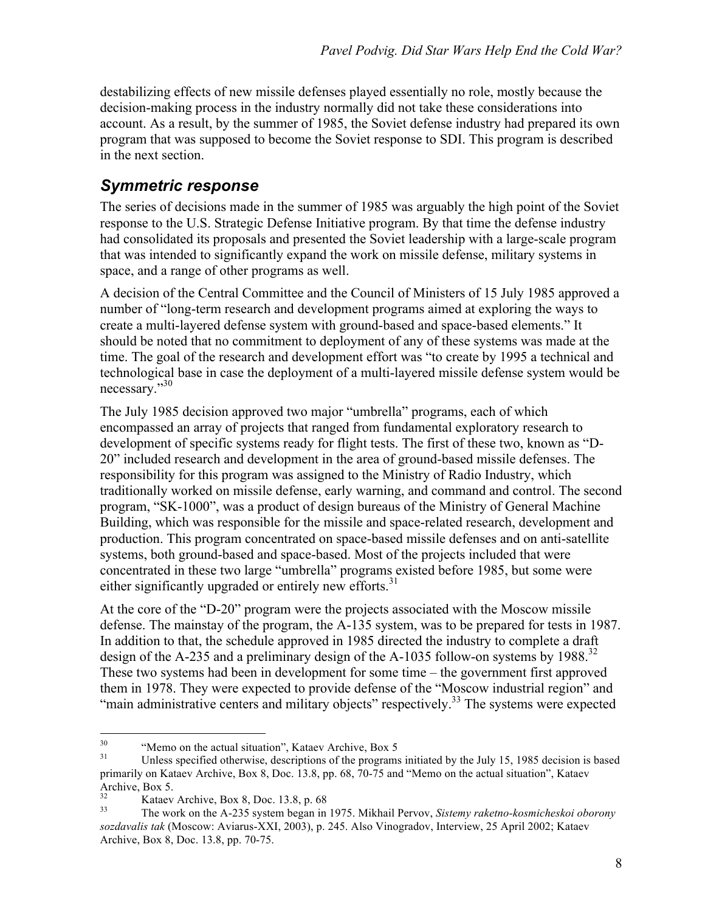destabilizing effects of new missile defenses played essentially no role, mostly because the decision-making process in the industry normally did not take these considerations into account. As a result, by the summer of 1985, the Soviet defense industry had prepared its own program that was supposed to become the Soviet response to SDI. This program is described in the next section.

## *Symmetric response*

The series of decisions made in the summer of 1985 was arguably the high point of the Soviet response to the U.S. Strategic Defense Initiative program. By that time the defense industry had consolidated its proposals and presented the Soviet leadership with a large-scale program that was intended to significantly expand the work on missile defense, military systems in space, and a range of other programs as well.

A decision of the Central Committee and the Council of Ministers of 15 July 1985 approved a number of "long-term research and development programs aimed at exploring the ways to create a multi-layered defense system with ground-based and space-based elements." It should be noted that no commitment to deployment of any of these systems was made at the time. The goal of the research and development effort was "to create by 1995 a technical and technological base in case the deployment of a multi-layered missile defense system would be necessary."[30]

The July 1985 decision approved two major "umbrella" programs, each of which encompassed an array of projects that ranged from fundamental exploratory research to development of specific systems ready for flight tests. The first of these two, known as "D-20" included research and development in the area of ground-based missile defenses. The responsibility for this program was assigned to the Ministry of Radio Industry, which traditionally worked on missile defense, early warning, and command and control. The second program, "SK-1000", was a product of design bureaus of the Ministry of General Machine Building, which was responsible for the missile and space-related research, development and production. This program concentrated on space-based missile defenses and on anti-satellite systems, both ground-based and space-based. Most of the projects included that were concentrated in these two large "umbrella" programs existed before 1985, but some were either significantly upgraded or entirely new efforts.[31]

At the core of the "D-20" program were the projects associated with the Moscow missile defense. The mainstay of the program, the A-135 system, was to be prepared for tests in 1987. In addition to that, the schedule approved in 1985 directed the industry to complete a draft design of the A-235 and a preliminary design of the A-1035 follow-on systems by 1988.[32] These two systems had been in development for some time – the government first approved them in 1978. They were expected to provide defense of the "Moscow industrial region" and "main administrative centers and military objects" respectively.[33] The systems were expected

---

[30] "Memo on the actual situation", Kataev Archive, Box 5

[31] Unless specified otherwise, descriptions of the programs initiated by the July 15, 1985 decision is based primarily on Kataev Archive, Box 8, Doc. 13.8, pp. 68, 70-75 and "Memo on the actual situation", Kataev Archive, Box 5.

[32] Kataev Archive, Box 8, Doc. 13.8, p. 68

[33] The work on the A-235 system began in 1975. Mikhail Pervov, *Sistemy raketno-kosmicheskoi oborony sozdavalis tak* (Moscow: Aviarus-XXI, 2003), p. 245. Also Vinogradov, Interview, 25 April 2002; Kataev Archive, Box 8, Doc. 13.8, pp. 70-75.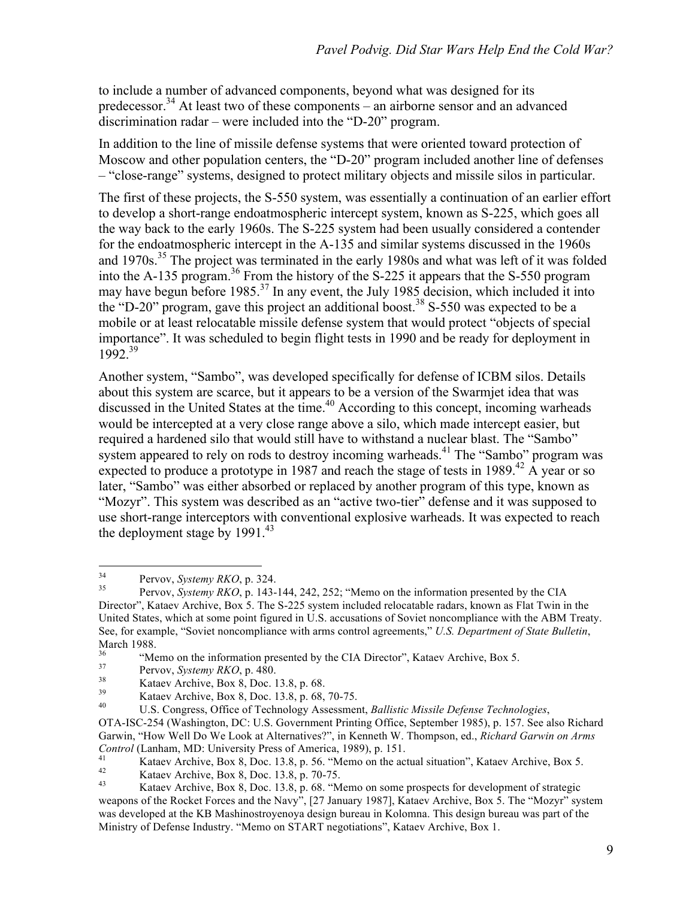to include a number of advanced components, beyond what was designed for its predecessor.[34] At least two of these components – an airborne sensor and an advanced discrimination radar – were included into the "D-20" program.

In addition to the line of missile defense systems that were oriented toward protection of Moscow and other population centers, the "D-20" program included another line of defenses – "close-range" systems, designed to protect military objects and missile silos in particular.

The first of these projects, the S-550 system, was essentially a continuation of an earlier effort to develop a short-range endoatmospheric intercept system, known as S-225, which goes all the way back to the early 1960s. The S-225 system had been usually considered a contender for the endoatmospheric intercept in the A-135 and similar systems discussed in the 1960s and 1970s.[35] The project was terminated in the early 1980s and what was left of it was folded into the A-135 program.[36] From the history of the S-225 it appears that the S-550 program may have begun before 1985.[37] In any event, the July 1985 decision, which included it into the "D-20" program, gave this project an additional boost.[38] S-550 was expected to be a mobile or at least relocatable missile defense system that would protect "objects of special importance". It was scheduled to begin flight tests in 1990 and be ready for deployment in 1992.[39]

Another system, "Sambo", was developed specifically for defense of ICBM silos. Details about this system are scarce, but it appears to be a version of the Swarmjet idea that was discussed in the United States at the time.[40] According to this concept, incoming warheads would be intercepted at a very close range above a silo, which made intercept easier, but required a hardened silo that would still have to withstand a nuclear blast. The "Sambo" system appeared to rely on rods to destroy incoming warheads.[41] The "Sambo" program was expected to produce a prototype in 1987 and reach the stage of tests in 1989.[42] A year or so later, "Sambo" was either absorbed or replaced by another program of this type, known as "Mozyr". This system was described as an "active two-tier" defense and it was supposed to use short-range interceptors with conventional explosive warheads. It was expected to reach the deployment stage by 1991.[43]

---

[34] Pervov, *Systemy RKO*, p. 324.

[35] Pervov, *Systemy RKO*, p. 143-144, 242, 252; "Memo on the information presented by the CIA Director", Kataev Archive, Box 5. The S-225 system included relocatable radars, known as Flat Twin in the United States, which at some point figured in U.S. accusations of Soviet noncompliance with the ABM Treaty. See, for example, "Soviet noncompliance with arms control agreements," *U.S. Department of State Bulletin*, March 1988.

[36] "Memo on the information presented by the CIA Director", Kataev Archive, Box 5.

[37] Pervov, *Systemy RKO*, p. 480.

[38] Kataev Archive, Box 8, Doc. 13.8, p. 68.

[39] Kataev Archive, Box 8, Doc. 13.8, p. 68, 70-75.

[40] U.S. Congress, Office of Technology Assessment, *Ballistic Missile Defense Technologies*, OTA-ISC-254 (Washington, DC: U.S. Government Printing Office, September 1985), p. 157. See also Richard Garwin, "How Well Do We Look at Alternatives?", in Kenneth W. Thompson, ed., *Richard Garwin on Arms Control* (Lanham, MD: University Press of America, 1989), p. 151.

[41] Kataev Archive, Box 8, Doc. 13.8, p. 56. "Memo on the actual situation", Kataev Archive, Box 5.

[42] Kataev Archive, Box 8, Doc. 13.8, p. 70-75.

[43] Kataev Archive, Box 8, Doc. 13.8, p. 68. "Memo on some prospects for development of strategic weapons of the Rocket Forces and the Navy", [27 January 1987], Kataev Archive, Box 5. The "Mozyr" system was developed at the KB Mashinostroyenoya design bureau in Kolomna. This design bureau was part of the Ministry of Defense Industry. "Memo on START negotiations", Kataev Archive, Box 1.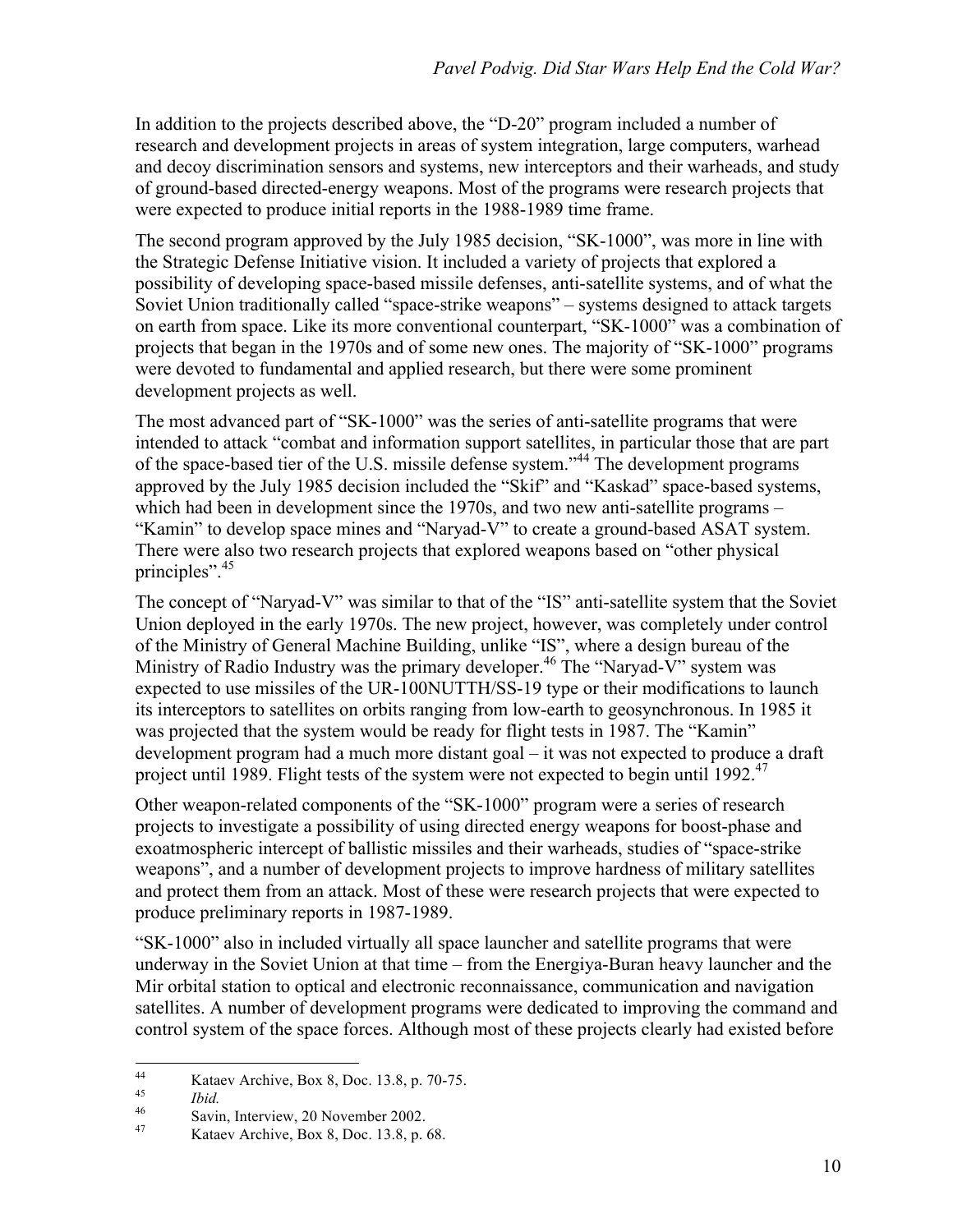In addition to the projects described above, the "D-20" program included a number of research and development projects in areas of system integration, large computers, warhead and decoy discrimination sensors and systems, new interceptors and their warheads, and study of ground-based directed-energy weapons. Most of the programs were research projects that were expected to produce initial reports in the 1988-1989 time frame.

The second program approved by the July 1985 decision, "SK-1000", was more in line with the Strategic Defense Initiative vision. It included a variety of projects that explored a possibility of developing space-based missile defenses, anti-satellite systems, and of what the Soviet Union traditionally called "space-strike weapons" – systems designed to attack targets on earth from space. Like its more conventional counterpart, "SK-1000" was a combination of projects that began in the 1970s and of some new ones. The majority of "SK-1000" programs were devoted to fundamental and applied research, but there were some prominent development projects as well.

The most advanced part of "SK-1000" was the series of anti-satellite programs that were intended to attack "combat and information support satellites, in particular those that are part of the space-based tier of the U.S. missile defense system."[44] The development programs approved by the July 1985 decision included the "Skif" and "Kaskad" space-based systems, which had been in development since the 1970s, and two new anti-satellite programs – "Kamin" to develop space mines and "Naryad-V" to create a ground-based ASAT system. There were also two research projects that explored weapons based on "other physical principles".[45]

The concept of "Naryad-V" was similar to that of the "IS" anti-satellite system that the Soviet Union deployed in the early 1970s. The new project, however, was completely under control of the Ministry of General Machine Building, unlike "IS", where a design bureau of the Ministry of Radio Industry was the primary developer.[46] The "Naryad-V" system was expected to use missiles of the UR-100NUTTH/SS-19 type or their modifications to launch its interceptors to satellites on orbits ranging from low-earth to geosynchronous. In 1985 it was projected that the system would be ready for flight tests in 1987. The "Kamin" development program had a much more distant goal – it was not expected to produce a draft project until 1989. Flight tests of the system were not expected to begin until 1992.[47]

Other weapon-related components of the "SK-1000" program were a series of research projects to investigate a possibility of using directed energy weapons for boost-phase and exoatmospheric intercept of ballistic missiles and their warheads, studies of "space-strike weapons", and a number of development projects to improve hardness of military satellites and protect them from an attack. Most of these were research projects that were expected to produce preliminary reports in 1987-1989.

"SK-1000" also in included virtually all space launcher and satellite programs that were underway in the Soviet Union at that time – from the Energiya-Buran heavy launcher and the Mir orbital station to optical and electronic reconnaissance, communication and navigation satellites. A number of development programs were dedicated to improving the command and control system of the space forces. Although most of these projects clearly had existed before

---

[44] Kataev Archive, Box 8, Doc. 13.8, p. 70-75.

[45] *Ibid.*

[46] Savin, Interview, 20 November 2002.

[47] Kataev Archive, Box 8, Doc. 13.8, p. 68.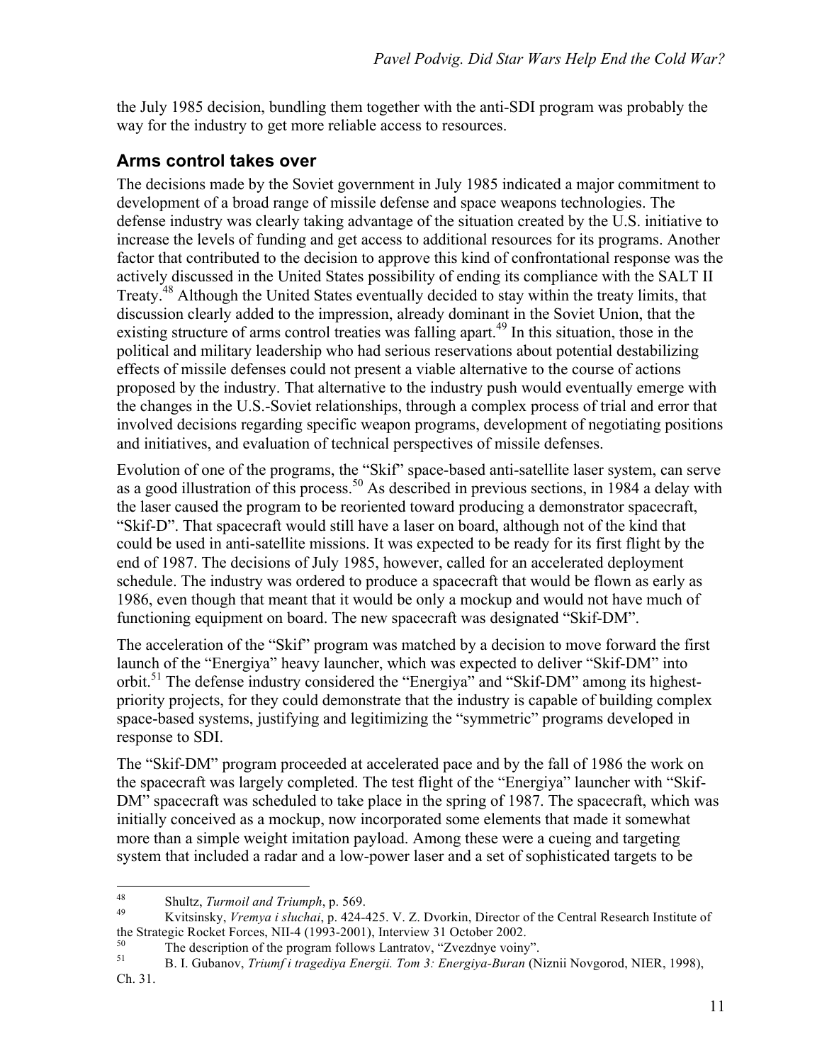the July 1985 decision, bundling them together with the anti-SDI program was probably the way for the industry to get more reliable access to resources.

## Arms control takes over

The decisions made by the Soviet government in July 1985 indicated a major commitment to development of a broad range of missile defense and space weapons technologies. The defense industry was clearly taking advantage of the situation created by the U.S. initiative to increase the levels of funding and get access to additional resources for its programs. Another factor that contributed to the decision to approve this kind of confrontational response was the actively discussed in the United States possibility of ending its compliance with the SALT II Treaty.[48] Although the United States eventually decided to stay within the treaty limits, that discussion clearly added to the impression, already dominant in the Soviet Union, that the existing structure of arms control treaties was falling apart.[49] In this situation, those in the political and military leadership who had serious reservations about potential destabilizing effects of missile defenses could not present a viable alternative to the course of actions proposed by the industry. That alternative to the industry push would eventually emerge with the changes in the U.S.-Soviet relationships, through a complex process of trial and error that involved decisions regarding specific weapon programs, development of negotiating positions and initiatives, and evaluation of technical perspectives of missile defenses.

Evolution of one of the programs, the "Skif" space-based anti-satellite laser system, can serve as a good illustration of this process.[50] As described in previous sections, in 1984 a delay with the laser caused the program to be reoriented toward producing a demonstrator spacecraft, "Skif-D". That spacecraft would still have a laser on board, although not of the kind that could be used in anti-satellite missions. It was expected to be ready for its first flight by the end of 1987. The decisions of July 1985, however, called for an accelerated deployment schedule. The industry was ordered to produce a spacecraft that would be flown as early as 1986, even though that meant that it would be only a mockup and would not have much of functioning equipment on board. The new spacecraft was designated "Skif-DM".

The acceleration of the "Skif" program was matched by a decision to move forward the first launch of the "Energiya" heavy launcher, which was expected to deliver "Skif-DM" into orbit.[51] The defense industry considered the "Energiya" and "Skif-DM" among its highest-priority projects, for they could demonstrate that the industry is capable of building complex space-based systems, justifying and legitimizing the "symmetric" programs developed in response to SDI.

The "Skif-DM" program proceeded at accelerated pace and by the fall of 1986 the work on the spacecraft was largely completed. The test flight of the "Energiya" launcher with "Skif-DM" spacecraft was scheduled to take place in the spring of 1987. The spacecraft, which was initially conceived as a mockup, now incorporated some elements that made it somewhat more than a simple weight imitation payload. Among these were a cueing and targeting system that included a radar and a low-power laser and a set of sophisticated targets to be

---

[48] Shultz, *Turmoil and Triumph*, p. 569.

[49] Kvitsinsky, *Vremya i sluchai*, p. 424-425. V. Z. Dvorkin, Director of the Central Research Institute of the Strategic Rocket Forces, NII-4 (1993-2001), Interview 31 October 2002.

[50] The description of the program follows Lantratov, "Zvezdnye voiny".

[51] B. I. Gubanov, *Triumf i tragediya Energii. Tom 3: Energiya-Buran* (Niznii Novgorod, NIER, 1998), Ch. 31.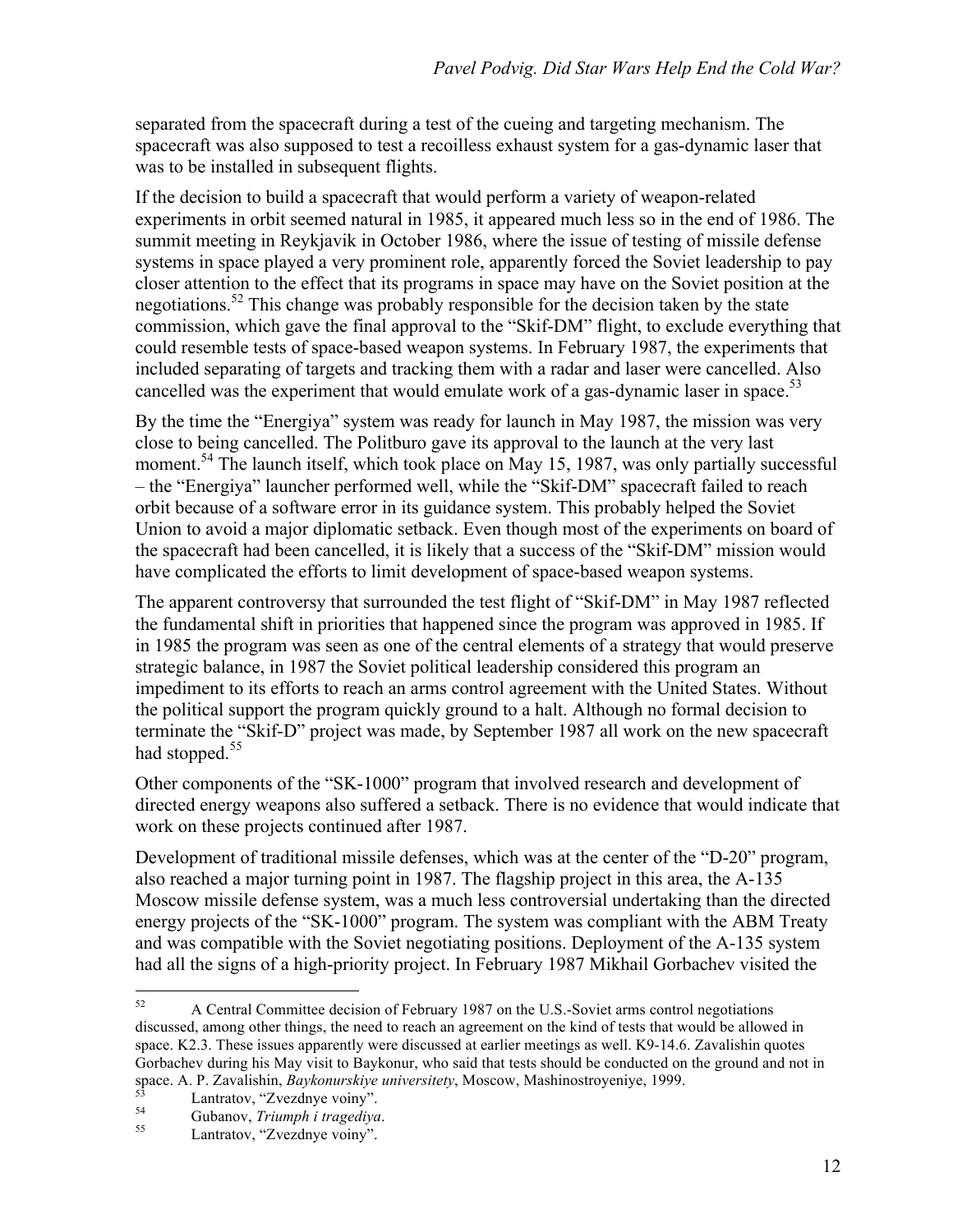separated from the spacecraft during a test of the cueing and targeting mechanism. The spacecraft was also supposed to test a recoilless exhaust system for a gas-dynamic laser that was to be installed in subsequent flights.

If the decision to build a spacecraft that would perform a variety of weapon-related experiments in orbit seemed natural in 1985, it appeared much less so in the end of 1986. The summit meeting in Reykjavik in October 1986, where the issue of testing of missile defense systems in space played a very prominent role, apparently forced the Soviet leadership to pay closer attention to the effect that its programs in space may have on the Soviet position at the negotiations.[52] This change was probably responsible for the decision taken by the state commission, which gave the final approval to the "Skif-DM" flight, to exclude everything that could resemble tests of space-based weapon systems. In February 1987, the experiments that included separating of targets and tracking them with a radar and laser were cancelled. Also cancelled was the experiment that would emulate work of a gas-dynamic laser in space.[53]

By the time the "Energiya" system was ready for launch in May 1987, the mission was very close to being cancelled. The Politburo gave its approval to the launch at the very last moment.[54] The launch itself, which took place on May 15, 1987, was only partially successful – the "Energiya" launcher performed well, while the "Skif-DM" spacecraft failed to reach orbit because of a software error in its guidance system. This probably helped the Soviet Union to avoid a major diplomatic setback. Even though most of the experiments on board of the spacecraft had been cancelled, it is likely that a success of the "Skif-DM" mission would have complicated the efforts to limit development of space-based weapon systems.

The apparent controversy that surrounded the test flight of "Skif-DM" in May 1987 reflected the fundamental shift in priorities that happened since the program was approved in 1985. If in 1985 the program was seen as one of the central elements of a strategy that would preserve strategic balance, in 1987 the Soviet political leadership considered this program an impediment to its efforts to reach an arms control agreement with the United States. Without the political support the program quickly ground to a halt. Although no formal decision to terminate the "Skif-D" project was made, by September 1987 all work on the new spacecraft had stopped.[55]

Other components of the "SK-1000" program that involved research and development of directed energy weapons also suffered a setback. There is no evidence that would indicate that work on these projects continued after 1987.

Development of traditional missile defenses, which was at the center of the "D-20" program, also reached a major turning point in 1987. The flagship project in this area, the A-135 Moscow missile defense system, was a much less controversial undertaking than the directed energy projects of the "SK-1000" program. The system was compliant with the ABM Treaty and was compatible with the Soviet negotiating positions. Deployment of the A-135 system had all the signs of a high-priority project. In February 1987 Mikhail Gorbachev visited the

---

[52] A Central Committee decision of February 1987 on the U.S.-Soviet arms control negotiations discussed, among other things, the need to reach an agreement on the kind of tests that would be allowed in space. K2.3. These issues apparently were discussed at earlier meetings as well. K9-14.6. Zavalishin quotes Gorbachev during his May visit to Baykonur, who said that tests should be conducted on the ground and not in space. A. P. Zavalishin, *Baykonurskiye universitety*, Moscow, Mashinostroyeniye, 1999.

[53] Lantratov, "Zvezdnye voiny".

[54] Gubanov, *Triumph i tragediya*.

[55] Lantratov, "Zvezdnye voiny".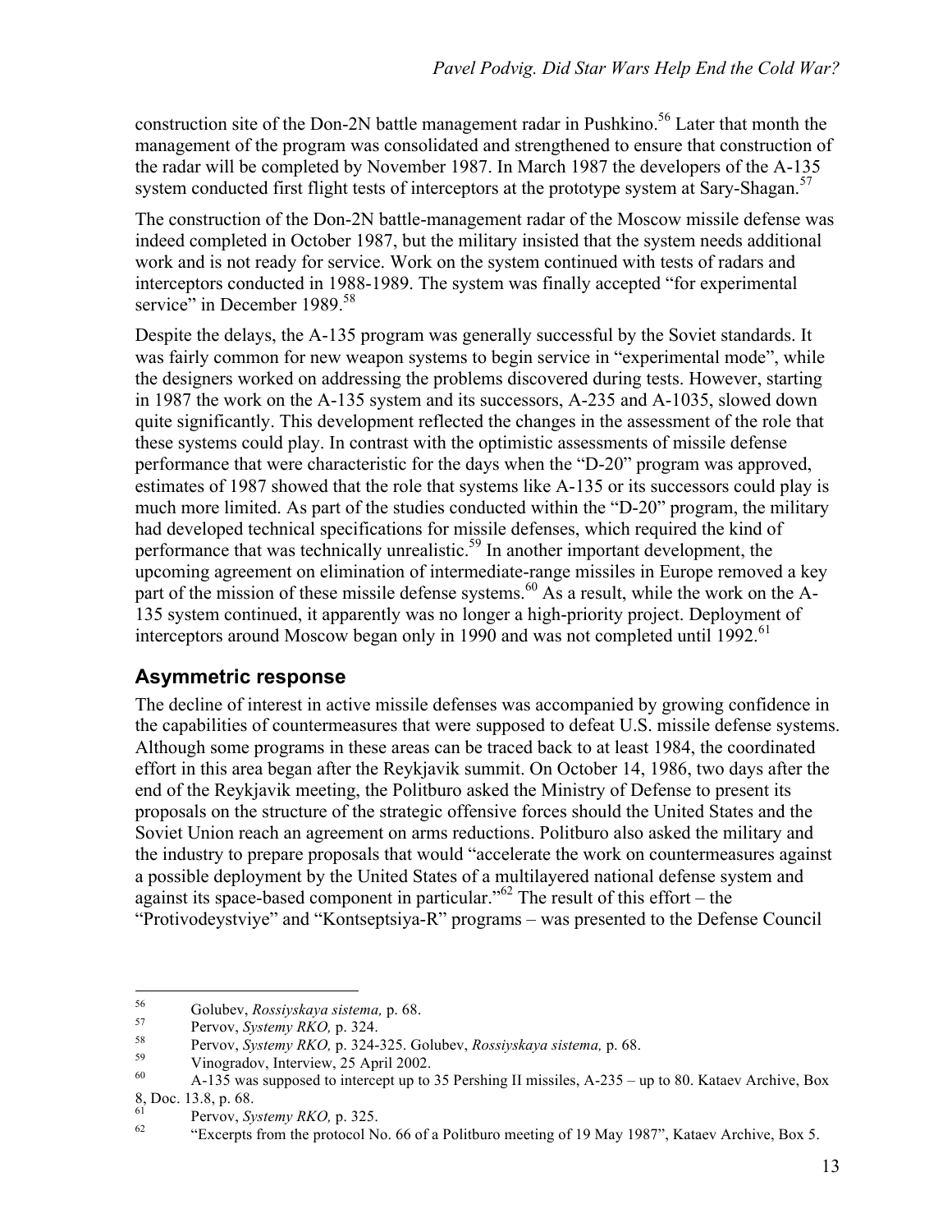construction site of the Don-2N battle management radar in Pushkino.[56] Later that month the management of the program was consolidated and strengthened to ensure that construction of the radar will be completed by November 1987. In March 1987 the developers of the A-135 system conducted first flight tests of interceptors at the prototype system at Sary-Shagan.[57]

The construction of the Don-2N battle-management radar of the Moscow missile defense was indeed completed in October 1987, but the military insisted that the system needs additional work and is not ready for service. Work on the system continued with tests of radars and interceptors conducted in 1988-1989. The system was finally accepted "for experimental service" in December 1989.[58]

Despite the delays, the A-135 program was generally successful by the Soviet standards. It was fairly common for new weapon systems to begin service in "experimental mode", while the designers worked on addressing the problems discovered during tests. However, starting in 1987 the work on the A-135 system and its successors, A-235 and A-1035, slowed down quite significantly. This development reflected the changes in the assessment of the role that these systems could play. In contrast with the optimistic assessments of missile defense performance that were characteristic for the days when the "D-20" program was approved, estimates of 1987 showed that the role that systems like A-135 or its successors could play is much more limited. As part of the studies conducted within the "D-20" program, the military had developed technical specifications for missile defenses, which required the kind of performance that was technically unrealistic.[59] In another important development, the upcoming agreement on elimination of intermediate-range missiles in Europe removed a key part of the mission of these missile defense systems.[60] As a result, while the work on the A-135 system continued, it apparently was no longer a high-priority project. Deployment of interceptors around Moscow began only in 1990 and was not completed until 1992.[61]

## Asymmetric response

The decline of interest in active missile defenses was accompanied by growing confidence in the capabilities of countermeasures that were supposed to defeat U.S. missile defense systems. Although some programs in these areas can be traced back to at least 1984, the coordinated effort in this area began after the Reykjavik summit. On October 14, 1986, two days after the end of the Reykjavik meeting, the Politburo asked the Ministry of Defense to present its proposals on the structure of the strategic offensive forces should the United States and the Soviet Union reach an agreement on arms reductions. Politburo also asked the military and the industry to prepare proposals that would "accelerate the work on countermeasures against a possible deployment by the United States of a multilayered national defense system and against its space-based component in particular."[62] The result of this effort – the "Protivodeystviye" and "Kontseptsiya-R" programs – was presented to the Defense Council

---

[56] Golubev, *Rossiyskaya sistema,* p. 68.

[57] Pervov, *Systemy RKO,* p. 324.

[58] Pervov, *Systemy RKO,* p. 324-325. Golubev, *Rossiyskaya sistema,* p. 68.

[59] Vinogradov, Interview, 25 April 2002.

[60] A-135 was supposed to intercept up to 35 Pershing II missiles, A-235 – up to 80. Kataev Archive, Box 8, Doc. 13.8, p. 68.

[61] Pervov, *Systemy RKO,* p. 325.

[62] "Excerpts from the protocol No. 66 of a Politburo meeting of 19 May 1987", Kataev Archive, Box 5.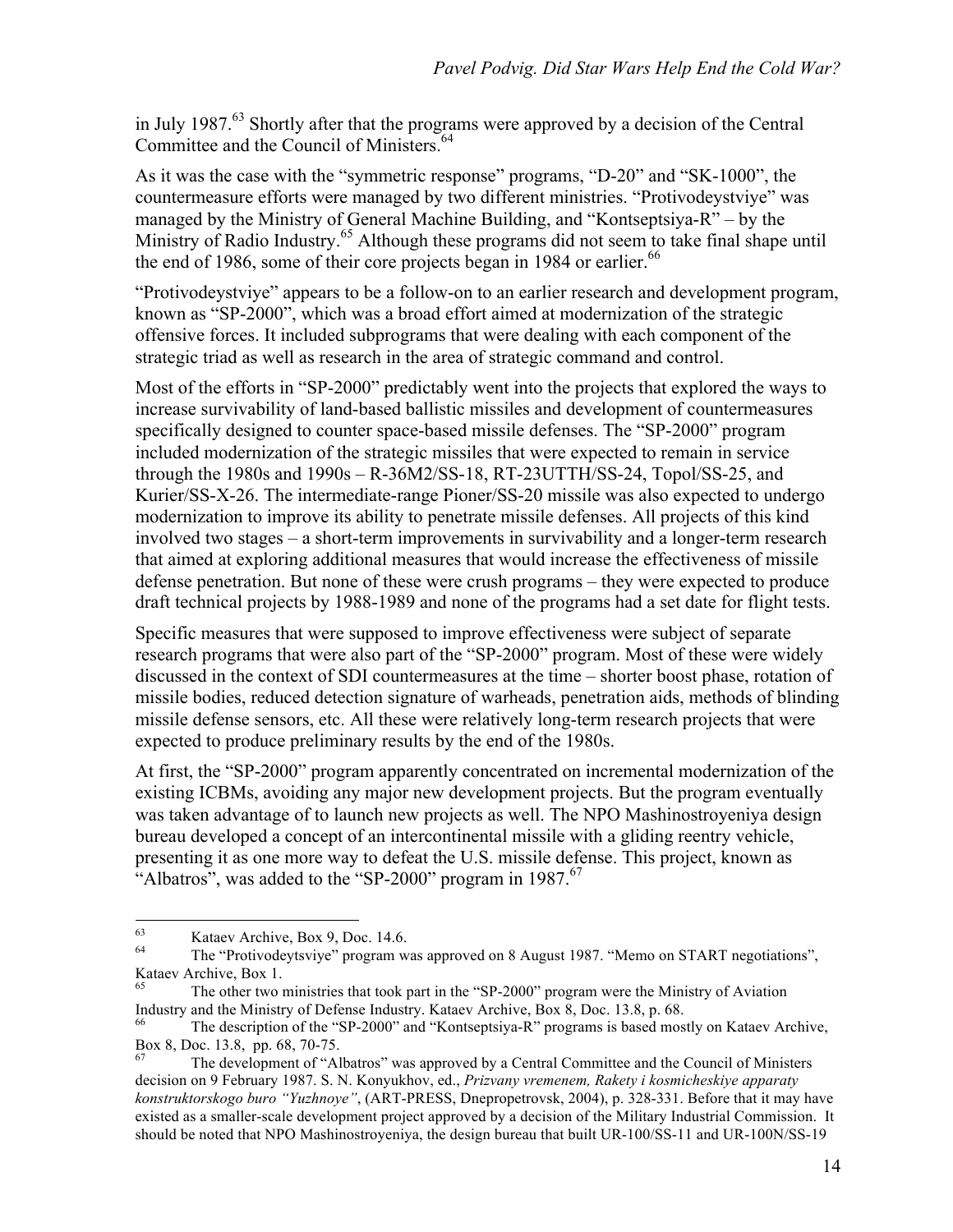in July 1987.[63] Shortly after that the programs were approved by a decision of the Central Committee and the Council of Ministers.[64]

As it was the case with the "symmetric response" programs, "D-20" and "SK-1000", the countermeasure efforts were managed by two different ministries. "Protivodeystviye" was managed by the Ministry of General Machine Building, and "Kontseptsiya-R" – by the Ministry of Radio Industry.[65] Although these programs did not seem to take final shape until the end of 1986, some of their core projects began in 1984 or earlier.[66]

"Protivodeystviye" appears to be a follow-on to an earlier research and development program, known as "SP-2000", which was a broad effort aimed at modernization of the strategic offensive forces. It included subprograms that were dealing with each component of the strategic triad as well as research in the area of strategic command and control.

Most of the efforts in "SP-2000" predictably went into the projects that explored the ways to increase survivability of land-based ballistic missiles and development of countermeasures specifically designed to counter space-based missile defenses. The "SP-2000" program included modernization of the strategic missiles that were expected to remain in service through the 1980s and 1990s – R-36M2/SS-18, RT-23UTTH/SS-24, Topol/SS-25, and Kurier/SS-X-26. The intermediate-range Pioner/SS-20 missile was also expected to undergo modernization to improve its ability to penetrate missile defenses. All projects of this kind involved two stages – a short-term improvements in survivability and a longer-term research that aimed at exploring additional measures that would increase the effectiveness of missile defense penetration. But none of these were crush programs – they were expected to produce draft technical projects by 1988-1989 and none of the programs had a set date for flight tests.

Specific measures that were supposed to improve effectiveness were subject of separate research programs that were also part of the "SP-2000" program. Most of these were widely discussed in the context of SDI countermeasures at the time – shorter boost phase, rotation of missile bodies, reduced detection signature of warheads, penetration aids, methods of blinding missile defense sensors, etc. All these were relatively long-term research projects that were expected to produce preliminary results by the end of the 1980s.

At first, the "SP-2000" program apparently concentrated on incremental modernization of the existing ICBMs, avoiding any major new development projects. But the program eventually was taken advantage of to launch new projects as well. The NPO Mashinostroyeniya design bureau developed a concept of an intercontinental missile with a gliding reentry vehicle, presenting it as one more way to defeat the U.S. missile defense. This project, known as "Albatros", was added to the "SP-2000" program in 1987.[67]

---

[63] Kataev Archive, Box 9, Doc. 14.6.

[64] The "Protivodeytsviye" program was approved on 8 August 1987. "Memo on START negotiations", Kataev Archive, Box 1.

[65] The other two ministries that took part in the "SP-2000" program were the Ministry of Aviation Industry and the Ministry of Defense Industry. Kataev Archive, Box 8, Doc. 13.8, p. 68.

[66] The description of the "SP-2000" and "Kontseptsiya-R" programs is based mostly on Kataev Archive, Box 8, Doc. 13.8, pp. 68, 70-75.

[67] The development of "Albatros" was approved by a Central Committee and the Council of Ministers decision on 9 February 1987. S. N. Konyukhov, ed., *Prizvany vremenem, Rakety i kosmicheskiye apparaty konstruktorskogo buro "Yuzhnoye"*, (ART-PRESS, Dnepropetrovsk, 2004), p. 328-331. Before that it may have existed as a smaller-scale development project approved by a decision of the Military Industrial Commission. It should be noted that NPO Mashinostroyeniya, the design bureau that built UR-100/SS-11 and UR-100N/SS-19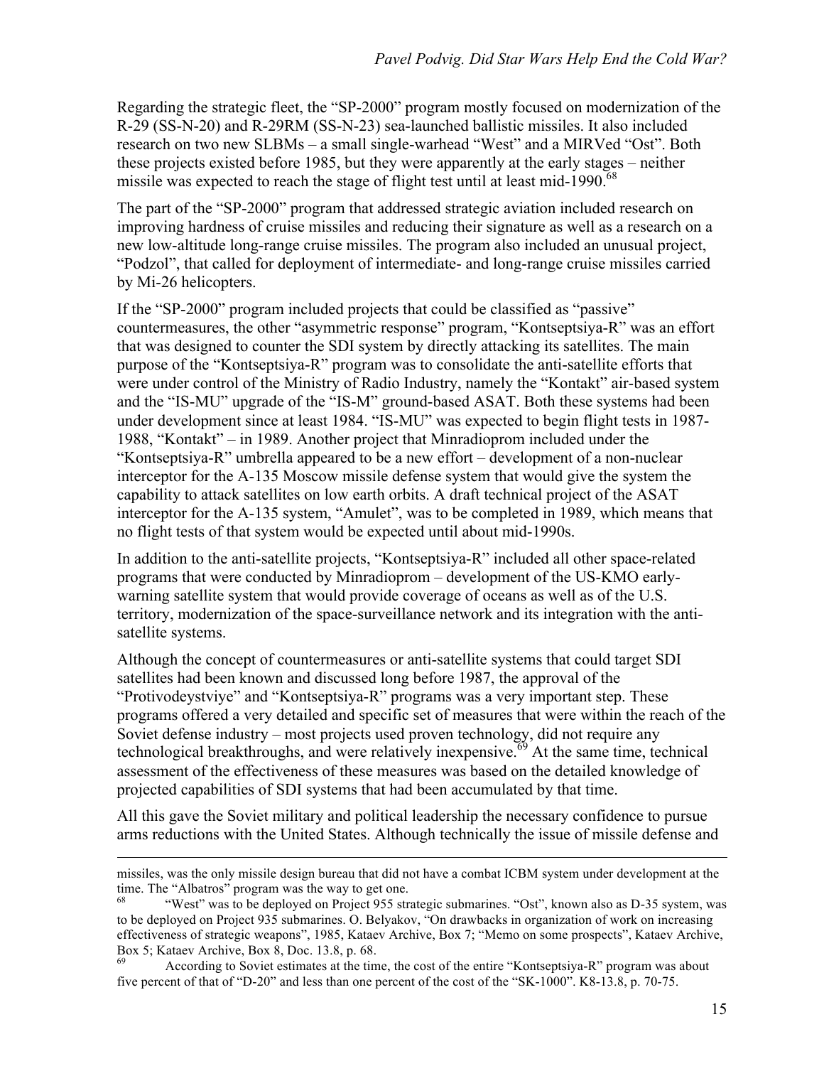Regarding the strategic fleet, the "SP-2000" program mostly focused on modernization of the R-29 (SS-N-20) and R-29RM (SS-N-23) sea-launched ballistic missiles. It also included research on two new SLBMs – a small single-warhead "West" and a MIRVed "Ost". Both these projects existed before 1985, but they were apparently at the early stages – neither missile was expected to reach the stage of flight test until at least mid-1990.[68]

The part of the "SP-2000" program that addressed strategic aviation included research on improving hardness of cruise missiles and reducing their signature as well as a research on a new low-altitude long-range cruise missiles. The program also included an unusual project, "Podzol", that called for deployment of intermediate- and long-range cruise missiles carried by Mi-26 helicopters.

If the "SP-2000" program included projects that could be classified as "passive" countermeasures, the other "asymmetric response" program, "Kontseptsiya-R" was an effort that was designed to counter the SDI system by directly attacking its satellites. The main purpose of the "Kontseptsiya-R" program was to consolidate the anti-satellite efforts that were under control of the Ministry of Radio Industry, namely the "Kontakt" air-based system and the "IS-MU" upgrade of the "IS-M" ground-based ASAT. Both these systems had been under development since at least 1984. "IS-MU" was expected to begin flight tests in 1987-1988, "Kontakt" – in 1989. Another project that Minradioprom included under the "Kontseptsiya-R" umbrella appeared to be a new effort – development of a non-nuclear interceptor for the A-135 Moscow missile defense system that would give the system the capability to attack satellites on low earth orbits. A draft technical project of the ASAT interceptor for the A-135 system, "Amulet", was to be completed in 1989, which means that no flight tests of that system would be expected until about mid-1990s.

In addition to the anti-satellite projects, "Kontseptsiya-R" included all other space-related programs that were conducted by Minradioprom – development of the US-KMO early-warning satellite system that would provide coverage of oceans as well as of the U.S. territory, modernization of the space-surveillance network and its integration with the anti-satellite systems.

Although the concept of countermeasures or anti-satellite systems that could target SDI satellites had been known and discussed long before 1987, the approval of the "Protivodeystviye" and "Kontseptsiya-R" programs was a very important step. These programs offered a very detailed and specific set of measures that were within the reach of the Soviet defense industry – most projects used proven technology, did not require any technological breakthroughs, and were relatively inexpensive.[69] At the same time, technical assessment of the effectiveness of these measures was based on the detailed knowledge of projected capabilities of SDI systems that had been accumulated by that time.

All this gave the Soviet military and political leadership the necessary confidence to pursue arms reductions with the United States. Although technically the issue of missile defense and

---

missiles, was the only missile design bureau that did not have a combat ICBM system under development at the time. The "Albatros" program was the way to get one.

[68] "West" was to be deployed on Project 955 strategic submarines. "Ost", known also as D-35 system, was to be deployed on Project 935 submarines. O. Belyakov, "On drawbacks in organization of work on increasing effectiveness of strategic weapons", 1985, Kataev Archive, Box 7; "Memo on some prospects", Kataev Archive, Box 5; Kataev Archive, Box 8, Doc. 13.8, p. 68.

[69] According to Soviet estimates at the time, the cost of the entire "Kontseptsiya-R" program was about five percent of that of "D-20" and less than one percent of the cost of the "SK-1000". K8-13.8, p. 70-75.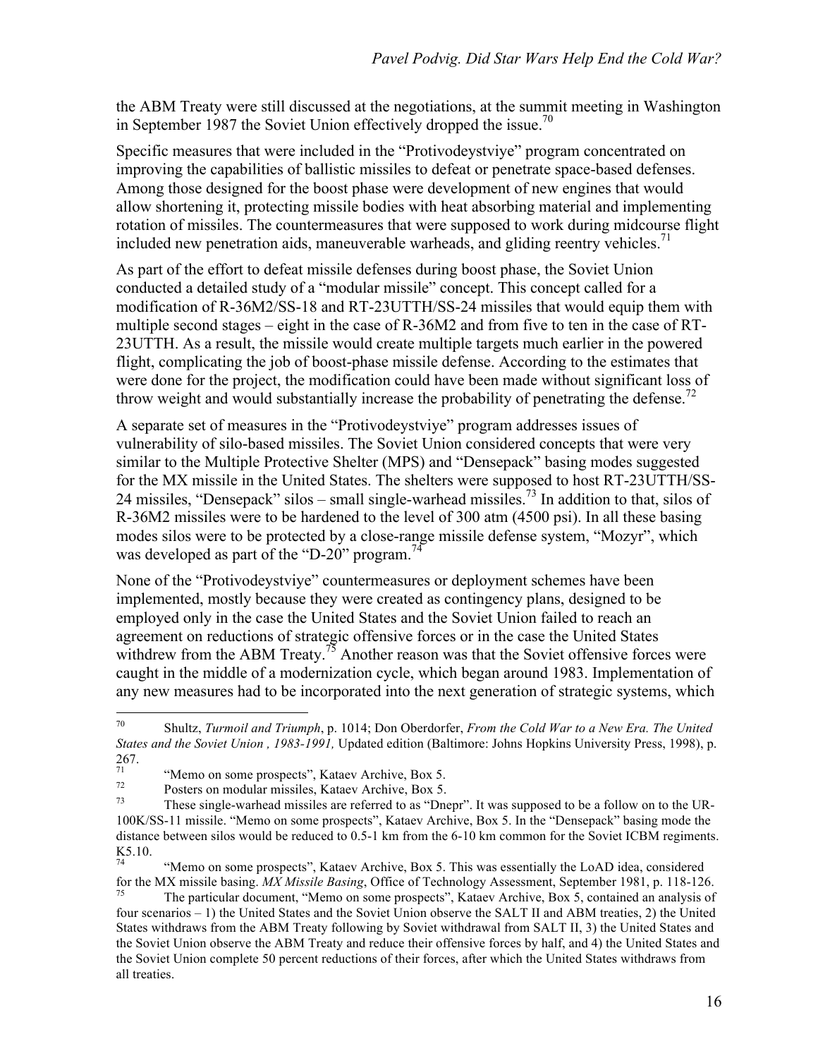the ABM Treaty were still discussed at the negotiations, at the summit meeting in Washington in September 1987 the Soviet Union effectively dropped the issue.[70]

Specific measures that were included in the "Protivodeystviye" program concentrated on improving the capabilities of ballistic missiles to defeat or penetrate space-based defenses. Among those designed for the boost phase were development of new engines that would allow shortening it, protecting missile bodies with heat absorbing material and implementing rotation of missiles. The countermeasures that were supposed to work during midcourse flight included new penetration aids, maneuverable warheads, and gliding reentry vehicles.[71]

As part of the effort to defeat missile defenses during boost phase, the Soviet Union conducted a detailed study of a "modular missile" concept. This concept called for a modification of R-36M2/SS-18 and RT-23UTTH/SS-24 missiles that would equip them with multiple second stages – eight in the case of R-36M2 and from five to ten in the case of RT-23UTTH. As a result, the missile would create multiple targets much earlier in the powered flight, complicating the job of boost-phase missile defense. According to the estimates that were done for the project, the modification could have been made without significant loss of throw weight and would substantially increase the probability of penetrating the defense.[72]

A separate set of measures in the "Protivodeystviye" program addresses issues of vulnerability of silo-based missiles. The Soviet Union considered concepts that were very similar to the Multiple Protective Shelter (MPS) and "Densepack" basing modes suggested for the MX missile in the United States. The shelters were supposed to host RT-23UTTH/SS-24 missiles, "Densepack" silos – small single-warhead missiles.[73] In addition to that, silos of R-36M2 missiles were to be hardened to the level of 300 atm (4500 psi). In all these basing modes silos were to be protected by a close-range missile defense system, "Mozyr", which was developed as part of the "D-20" program.[74]

None of the "Protivodeystviye" countermeasures or deployment schemes have been implemented, mostly because they were created as contingency plans, designed to be employed only in the case the United States and the Soviet Union failed to reach an agreement on reductions of strategic offensive forces or in the case the United States withdrew from the ABM Treaty.[75] Another reason was that the Soviet offensive forces were caught in the middle of a modernization cycle, which began around 1983. Implementation of any new measures had to be incorporated into the next generation of strategic systems, which

---

[70] Shultz, *Turmoil and Triumph*, p. 1014; Don Oberdorfer, *From the Cold War to a New Era. The United States and the Soviet Union , 1983-1991,* Updated edition (Baltimore: Johns Hopkins University Press, 1998), p. 267.

[71] "Memo on some prospects", Kataev Archive, Box 5.

[72] Posters on modular missiles, Kataev Archive, Box 5.

[73] These single-warhead missiles are referred to as "Dnepr". It was supposed to be a follow on to the UR-100K/SS-11 missile. "Memo on some prospects", Kataev Archive, Box 5. In the "Densepack" basing mode the distance between silos would be reduced to 0.5-1 km from the 6-10 km common for the Soviet ICBM regiments. K5.10.

[74] "Memo on some prospects", Kataev Archive, Box 5. This was essentially the LoAD idea, considered for the MX missile basing. *MX Missile Basing*, Office of Technology Assessment, September 1981, p. 118-126.

[75] The particular document, "Memo on some prospects", Kataev Archive, Box 5, contained an analysis of four scenarios – 1) the United States and the Soviet Union observe the SALT II and ABM treaties, 2) the United States withdraws from the ABM Treaty following by Soviet withdrawal from SALT II, 3) the United States and the Soviet Union observe the ABM Treaty and reduce their offensive forces by half, and 4) the United States and the Soviet Union complete 50 percent reductions of their forces, after which the United States withdraws from all treaties.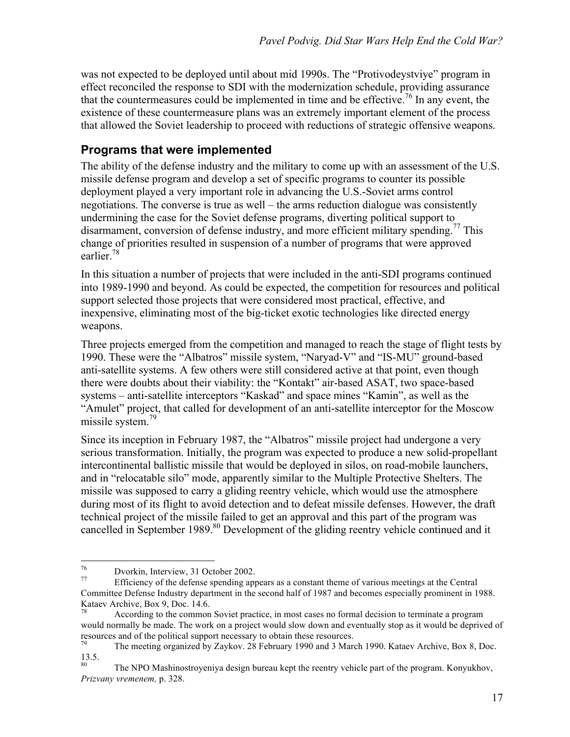was not expected to be deployed until about mid 1990s. The "Protivodeystviye" program in effect reconciled the response to SDI with the modernization schedule, providing assurance that the countermeasures could be implemented in time and be effective.[76] In any event, the existence of these countermeasure plans was an extremely important element of the process that allowed the Soviet leadership to proceed with reductions of strategic offensive weapons.

## Programs that were implemented

The ability of the defense industry and the military to come up with an assessment of the U.S. missile defense program and develop a set of specific programs to counter its possible deployment played a very important role in advancing the U.S.-Soviet arms control negotiations. The converse is true as well – the arms reduction dialogue was consistently undermining the case for the Soviet defense programs, diverting political support to disarmament, conversion of defense industry, and more efficient military spending.[77] This change of priorities resulted in suspension of a number of programs that were approved earlier.[78]

In this situation a number of projects that were included in the anti-SDI programs continued into 1989-1990 and beyond. As could be expected, the competition for resources and political support selected those projects that were considered most practical, effective, and inexpensive, eliminating most of the big-ticket exotic technologies like directed energy weapons.

Three projects emerged from the competition and managed to reach the stage of flight tests by 1990. These were the "Albatros" missile system, "Naryad-V" and "IS-MU" ground-based anti-satellite systems. A few others were still considered active at that point, even though there were doubts about their viability: the "Kontakt" air-based ASAT, two space-based systems – anti-satellite interceptors "Kaskad" and space mines "Kamin", as well as the "Amulet" project, that called for development of an anti-satellite interceptor for the Moscow missile system.[79]

Since its inception in February 1987, the "Albatros" missile project had undergone a very serious transformation. Initially, the program was expected to produce a new solid-propellant intercontinental ballistic missile that would be deployed in silos, on road-mobile launchers, and in "relocatable silo" mode, apparently similar to the Multiple Protective Shelters. The missile was supposed to carry a gliding reentry vehicle, which would use the atmosphere during most of its flight to avoid detection and to defeat missile defenses. However, the draft technical project of the missile failed to get an approval and this part of the program was cancelled in September 1989.[80] Development of the gliding reentry vehicle continued and it

---

[76] Dvorkin, Interview, 31 October 2002.

[77] Efficiency of the defense spending appears as a constant theme of various meetings at the Central Committee Defense Industry department in the second half of 1987 and becomes especially prominent in 1988. Kataev Archive, Box 9, Doc. 14.6.

[78] According to the common Soviet practice, in most cases no formal decision to terminate a program would normally be made. The work on a project would slow down and eventually stop as it would be deprived of resources and of the political support necessary to obtain these resources.

[79] The meeting organized by Zaykov. 28 February 1990 and 3 March 1990. Kataev Archive, Box 8, Doc. 13.5.

[80] The NPO Mashinostroyeniya design bureau kept the reentry vehicle part of the program. Konyukhov, *Prizvany vremenem,* p. 328.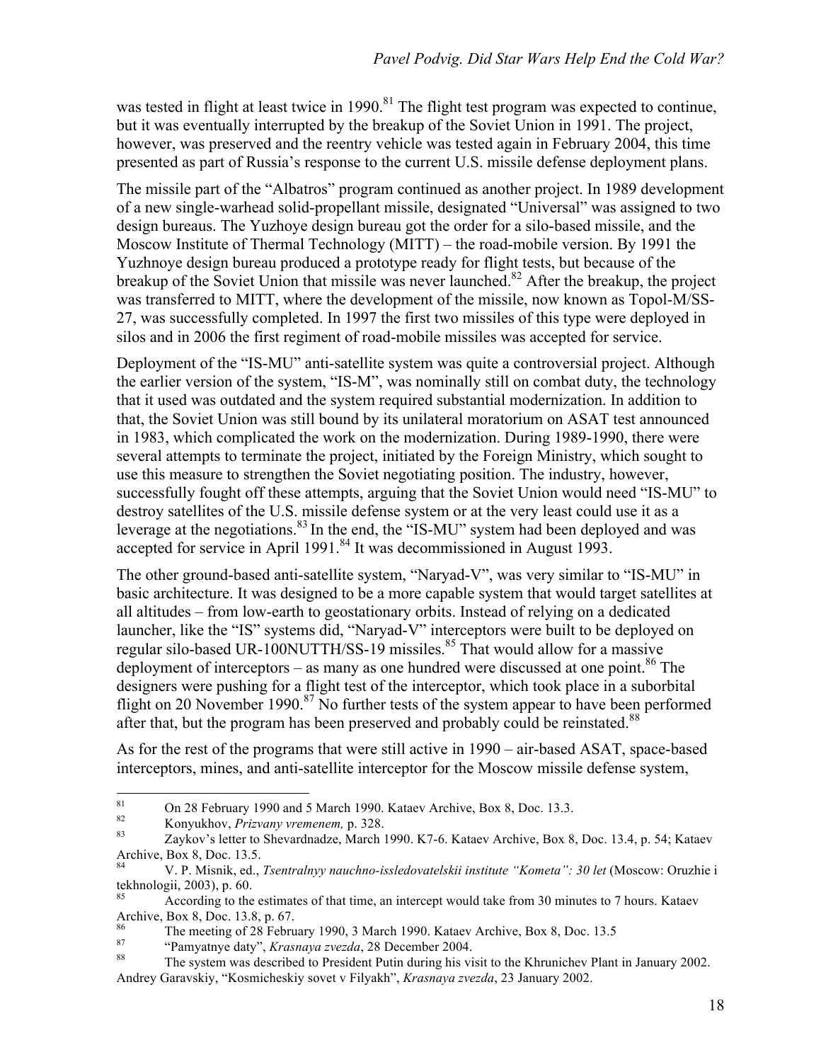was tested in flight at least twice in 1990.[81] The flight test program was expected to continue, but it was eventually interrupted by the breakup of the Soviet Union in 1991. The project, however, was preserved and the reentry vehicle was tested again in February 2004, this time presented as part of Russia's response to the current U.S. missile defense deployment plans.

The missile part of the "Albatros" program continued as another project. In 1989 development of a new single-warhead solid-propellant missile, designated "Universal" was assigned to two design bureaus. The Yuzhoye design bureau got the order for a silo-based missile, and the Moscow Institute of Thermal Technology (MITT) – the road-mobile version. By 1991 the Yuzhnoye design bureau produced a prototype ready for flight tests, but because of the breakup of the Soviet Union that missile was never launched.[82] After the breakup, the project was transferred to MITT, where the development of the missile, now known as Topol-M/SS-27, was successfully completed. In 1997 the first two missiles of this type were deployed in silos and in 2006 the first regiment of road-mobile missiles was accepted for service.

Deployment of the "IS-MU" anti-satellite system was quite a controversial project. Although the earlier version of the system, "IS-M", was nominally still on combat duty, the technology that it used was outdated and the system required substantial modernization. In addition to that, the Soviet Union was still bound by its unilateral moratorium on ASAT test announced in 1983, which complicated the work on the modernization. During 1989-1990, there were several attempts to terminate the project, initiated by the Foreign Ministry, which sought to use this measure to strengthen the Soviet negotiating position. The industry, however, successfully fought off these attempts, arguing that the Soviet Union would need "IS-MU" to destroy satellites of the U.S. missile defense system or at the very least could use it as a leverage at the negotiations.[83] In the end, the "IS-MU" system had been deployed and was accepted for service in April 1991.[84] It was decommissioned in August 1993.

The other ground-based anti-satellite system, "Naryad-V", was very similar to "IS-MU" in basic architecture. It was designed to be a more capable system that would target satellites at all altitudes – from low-earth to geostationary orbits. Instead of relying on a dedicated launcher, like the "IS" systems did, "Naryad-V" interceptors were built to be deployed on regular silo-based UR-100NUTTH/SS-19 missiles.[85] That would allow for a massive deployment of interceptors – as many as one hundred were discussed at one point.[86] The designers were pushing for a flight test of the interceptor, which took place in a suborbital flight on 20 November 1990.[87] No further tests of the system appear to have been performed after that, but the program has been preserved and probably could be reinstated.[88]

As for the rest of the programs that were still active in 1990 – air-based ASAT, space-based interceptors, mines, and anti-satellite interceptor for the Moscow missile defense system,

---

[81] On 28 February 1990 and 5 March 1990. Kataev Archive, Box 8, Doc. 13.3.

[82] Konyukhov, *Prizvany vremenem,* p. 328.

[83] Zaykov's letter to Shevardnadze, March 1990. K7-6. Kataev Archive, Box 8, Doc. 13.4, p. 54; Kataev Archive, Box 8, Doc. 13.5.

[84] V. P. Misnik, ed., *Tsentralnyy nauchno-issledovatelskii institute "Kometa": 30 let* (Moscow: Oruzhie i tekhnologii, 2003), p. 60.

[85] According to the estimates of that time, an intercept would take from 30 minutes to 7 hours. Kataev Archive, Box 8, Doc. 13.8, p. 67.

[86] The meeting of 28 February 1990, 3 March 1990. Kataev Archive, Box 8, Doc. 13.5

[87] "Pamyatnye daty", *Krasnaya zvezda*, 28 December 2004.

[88] The system was described to President Putin during his visit to the Khrunichev Plant in January 2002. Andrey Garavskiy, "Kosmicheskiy sovet v Filyakh", *Krasnaya zvezda*, 23 January 2002.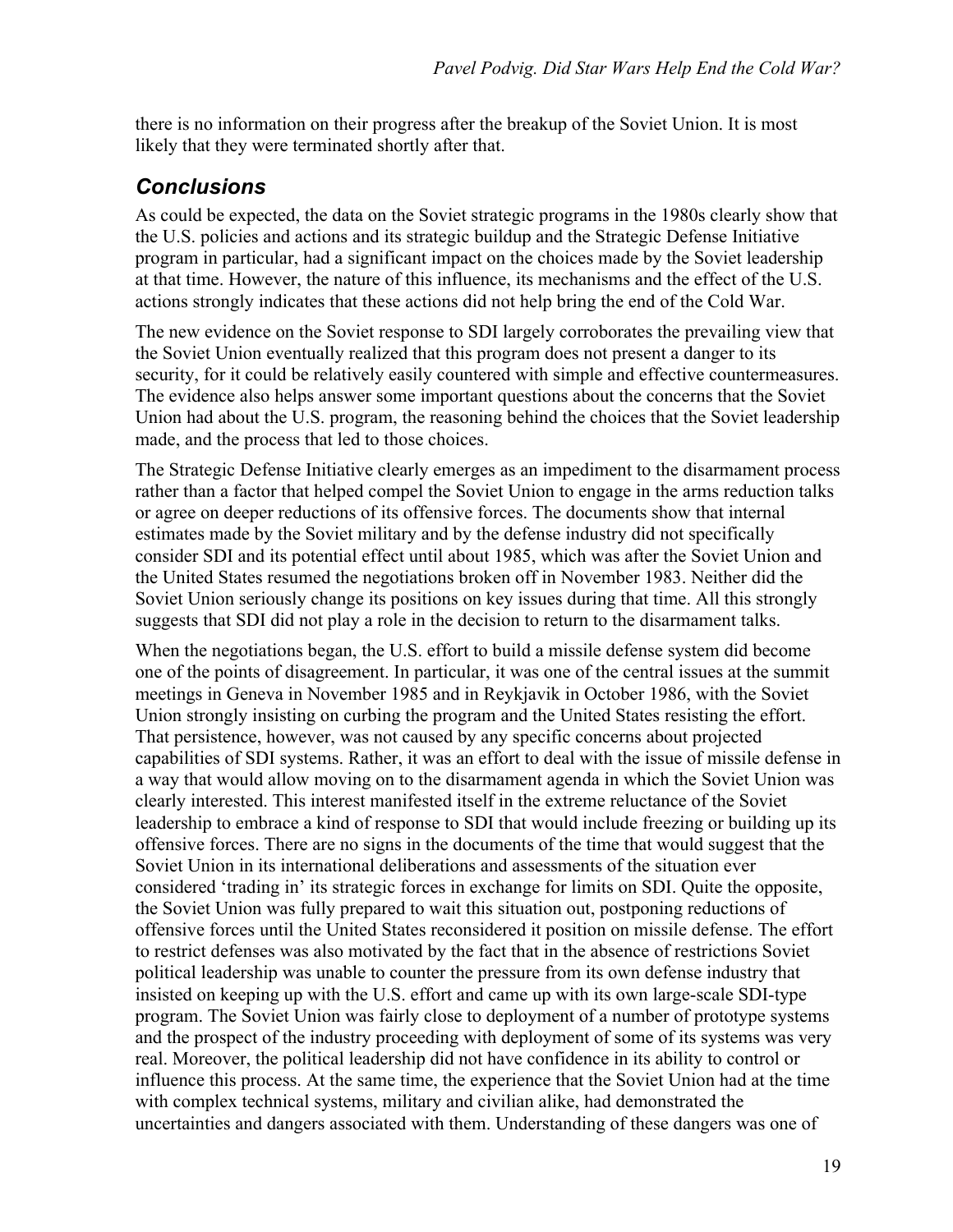there is no information on their progress after the breakup of the Soviet Union. It is most likely that they were terminated shortly after that.

## *Conclusions*

As could be expected, the data on the Soviet strategic programs in the 1980s clearly show that the U.S. policies and actions and its strategic buildup and the Strategic Defense Initiative program in particular, had a significant impact on the choices made by the Soviet leadership at that time. However, the nature of this influence, its mechanisms and the effect of the U.S. actions strongly indicates that these actions did not help bring the end of the Cold War.

The new evidence on the Soviet response to SDI largely corroborates the prevailing view that the Soviet Union eventually realized that this program does not present a danger to its security, for it could be relatively easily countered with simple and effective countermeasures. The evidence also helps answer some important questions about the concerns that the Soviet Union had about the U.S. program, the reasoning behind the choices that the Soviet leadership made, and the process that led to those choices.

The Strategic Defense Initiative clearly emerges as an impediment to the disarmament process rather than a factor that helped compel the Soviet Union to engage in the arms reduction talks or agree on deeper reductions of its offensive forces. The documents show that internal estimates made by the Soviet military and by the defense industry did not specifically consider SDI and its potential effect until about 1985, which was after the Soviet Union and the United States resumed the negotiations broken off in November 1983. Neither did the Soviet Union seriously change its positions on key issues during that time. All this strongly suggests that SDI did not play a role in the decision to return to the disarmament talks.

When the negotiations began, the U.S. effort to build a missile defense system did become one of the points of disagreement. In particular, it was one of the central issues at the summit meetings in Geneva in November 1985 and in Reykjavik in October 1986, with the Soviet Union strongly insisting on curbing the program and the United States resisting the effort. That persistence, however, was not caused by any specific concerns about projected capabilities of SDI systems. Rather, it was an effort to deal with the issue of missile defense in a way that would allow moving on to the disarmament agenda in which the Soviet Union was clearly interested. This interest manifested itself in the extreme reluctance of the Soviet leadership to embrace a kind of response to SDI that would include freezing or building up its offensive forces. There are no signs in the documents of the time that would suggest that the Soviet Union in its international deliberations and assessments of the situation ever considered 'trading in' its strategic forces in exchange for limits on SDI. Quite the opposite, the Soviet Union was fully prepared to wait this situation out, postponing reductions of offensive forces until the United States reconsidered it position on missile defense. The effort to restrict defenses was also motivated by the fact that in the absence of restrictions Soviet political leadership was unable to counter the pressure from its own defense industry that insisted on keeping up with the U.S. effort and came up with its own large-scale SDI-type program. The Soviet Union was fairly close to deployment of a number of prototype systems and the prospect of the industry proceeding with deployment of some of its systems was very real. Moreover, the political leadership did not have confidence in its ability to control or influence this process. At the same time, the experience that the Soviet Union had at the time with complex technical systems, military and civilian alike, had demonstrated the uncertainties and dangers associated with them. Understanding of these dangers was one of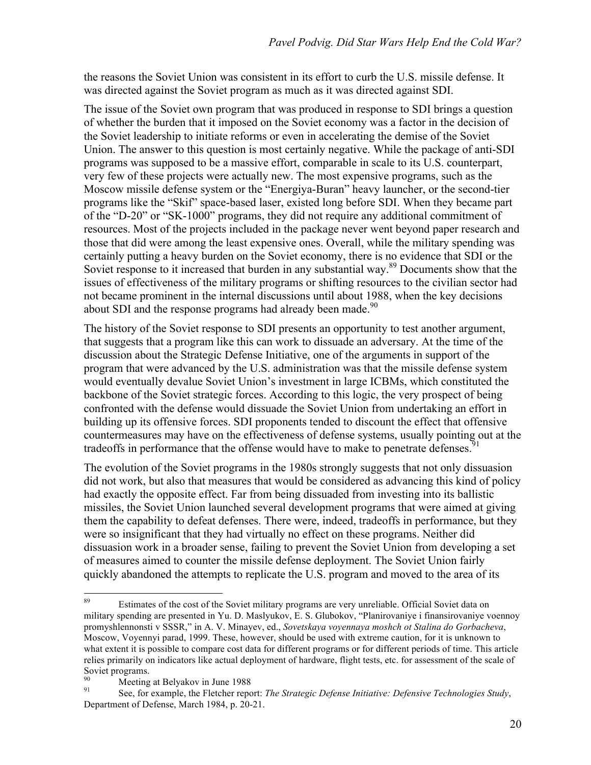the reasons the Soviet Union was consistent in its effort to curb the U.S. missile defense. It was directed against the Soviet program as much as it was directed against SDI.

The issue of the Soviet own program that was produced in response to SDI brings a question of whether the burden that it imposed on the Soviet economy was a factor in the decision of the Soviet leadership to initiate reforms or even in accelerating the demise of the Soviet Union. The answer to this question is most certainly negative. While the package of anti-SDI programs was supposed to be a massive effort, comparable in scale to its U.S. counterpart, very few of these projects were actually new. The most expensive programs, such as the Moscow missile defense system or the "Energiya-Buran" heavy launcher, or the second-tier programs like the "Skif" space-based laser, existed long before SDI. When they became part of the "D-20" or "SK-1000" programs, they did not require any additional commitment of resources. Most of the projects included in the package never went beyond paper research and those that did were among the least expensive ones. Overall, while the military spending was certainly putting a heavy burden on the Soviet economy, there is no evidence that SDI or the Soviet response to it increased that burden in any substantial way.[89] Documents show that the issues of effectiveness of the military programs or shifting resources to the civilian sector had not became prominent in the internal discussions until about 1988, when the key decisions about SDI and the response programs had already been made.[90]

The history of the Soviet response to SDI presents an opportunity to test another argument, that suggests that a program like this can work to dissuade an adversary. At the time of the discussion about the Strategic Defense Initiative, one of the arguments in support of the program that were advanced by the U.S. administration was that the missile defense system would eventually devalue Soviet Union's investment in large ICBMs, which constituted the backbone of the Soviet strategic forces. According to this logic, the very prospect of being confronted with the defense would dissuade the Soviet Union from undertaking an effort in building up its offensive forces. SDI proponents tended to discount the effect that offensive countermeasures may have on the effectiveness of defense systems, usually pointing out at the tradeoffs in performance that the offense would have to make to penetrate defenses.[91]

The evolution of the Soviet programs in the 1980s strongly suggests that not only dissuasion did not work, but also that measures that would be considered as advancing this kind of policy had exactly the opposite effect. Far from being dissuaded from investing into its ballistic missiles, the Soviet Union launched several development programs that were aimed at giving them the capability to defeat defenses. There were, indeed, tradeoffs in performance, but they were so insignificant that they had virtually no effect on these programs. Neither did dissuasion work in a broader sense, failing to prevent the Soviet Union from developing a set of measures aimed to counter the missile defense deployment. The Soviet Union fairly quickly abandoned the attempts to replicate the U.S. program and moved to the area of its

---

[89] Estimates of the cost of the Soviet military programs are very unreliable. Official Soviet data on military spending are presented in Yu. D. Maslyukov, E. S. Glubokov, "Planirovaniye i finansirovaniye voennoy promyshlennonsti v SSSR," in A. V. Minayev, ed., *Sovetskaya voyennaya moshch ot Stalina do Gorbacheva*, Moscow, Voyennyi parad, 1999. These, however, should be used with extreme caution, for it is unknown to what extent it is possible to compare cost data for different programs or for different periods of time. This article relies primarily on indicators like actual deployment of hardware, flight tests, etc. for assessment of the scale of Soviet programs.

[90] Meeting at Belyakov in June 1988

[91] See, for example, the Fletcher report: *The Strategic Defense Initiative: Defensive Technologies Study*, Department of Defense, March 1984, p. 20-21.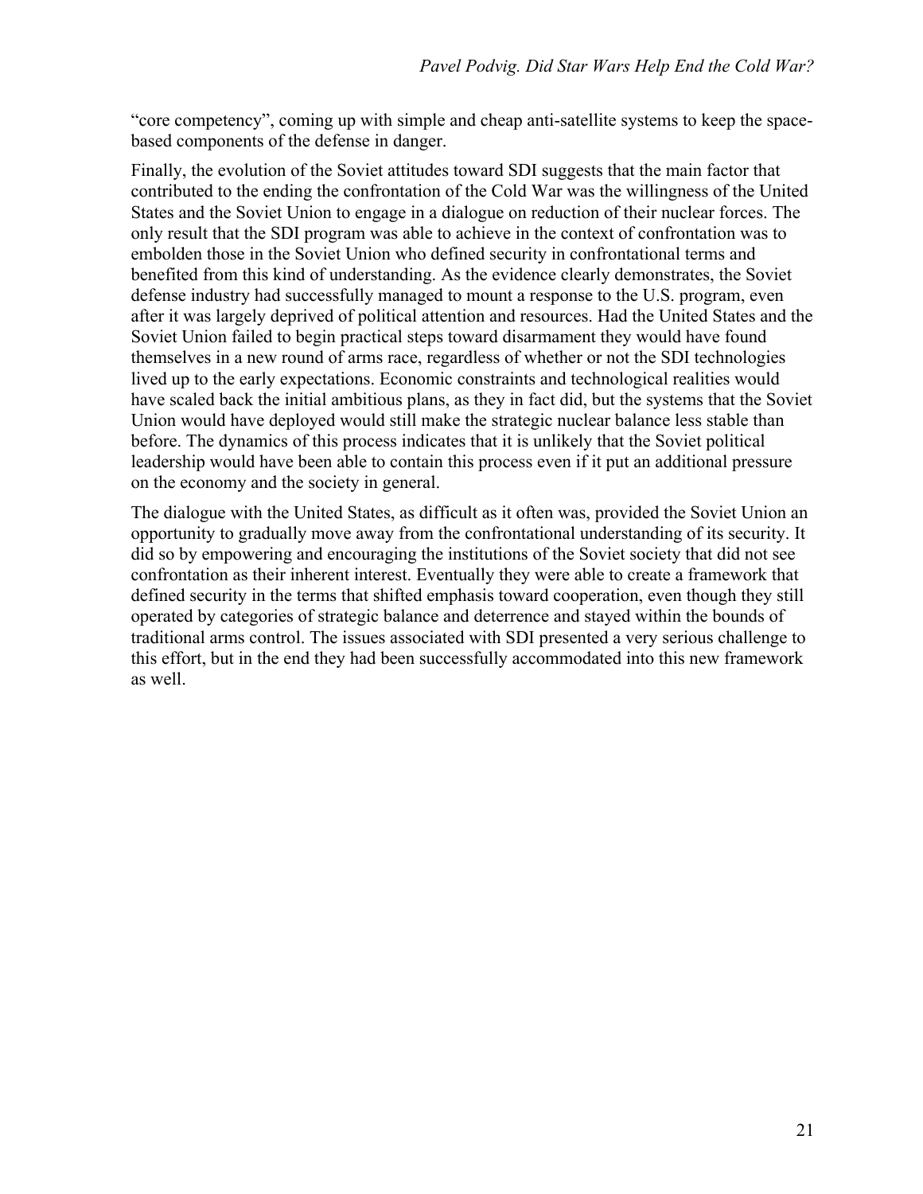"core competency", coming up with simple and cheap anti-satellite systems to keep the space-based components of the defense in danger.

Finally, the evolution of the Soviet attitudes toward SDI suggests that the main factor that contributed to the ending the confrontation of the Cold War was the willingness of the United States and the Soviet Union to engage in a dialogue on reduction of their nuclear forces. The only result that the SDI program was able to achieve in the context of confrontation was to embolden those in the Soviet Union who defined security in confrontational terms and benefited from this kind of understanding. As the evidence clearly demonstrates, the Soviet defense industry had successfully managed to mount a response to the U.S. program, even after it was largely deprived of political attention and resources. Had the United States and the Soviet Union failed to begin practical steps toward disarmament they would have found themselves in a new round of arms race, regardless of whether or not the SDI technologies lived up to the early expectations. Economic constraints and technological realities would have scaled back the initial ambitious plans, as they in fact did, but the systems that the Soviet Union would have deployed would still make the strategic nuclear balance less stable than before. The dynamics of this process indicates that it is unlikely that the Soviet political leadership would have been able to contain this process even if it put an additional pressure on the economy and the society in general.

The dialogue with the United States, as difficult as it often was, provided the Soviet Union an opportunity to gradually move away from the confrontational understanding of its security. It did so by empowering and encouraging the institutions of the Soviet society that did not see confrontation as their inherent interest. Eventually they were able to create a framework that defined security in the terms that shifted emphasis toward cooperation, even though they still operated by categories of strategic balance and deterrence and stayed within the bounds of traditional arms control. The issues associated with SDI presented a very serious challenge to this effort, but in the end they had been successfully accommodated into this new framework as well.